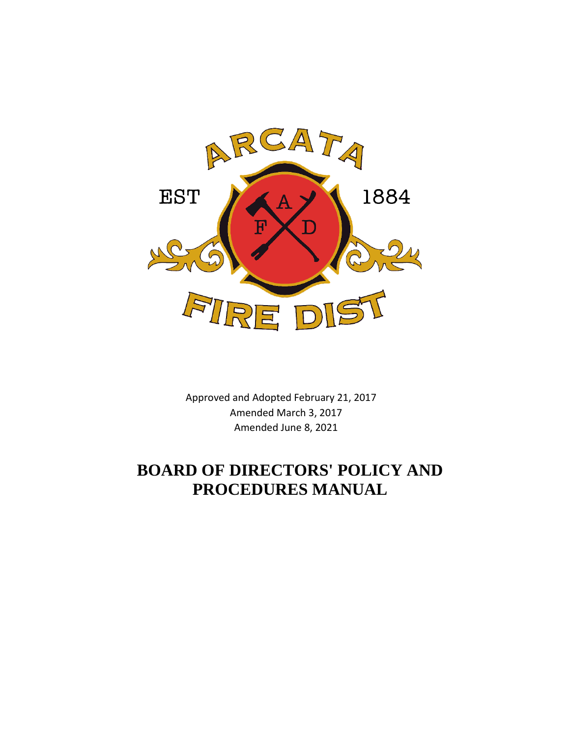Approved and Adopted February 21, 2017
Amended March 3, 2017
Amended June 8, 2021

# BOARD OF DIRECTORS' POLICY AND PROCEDURES MANUAL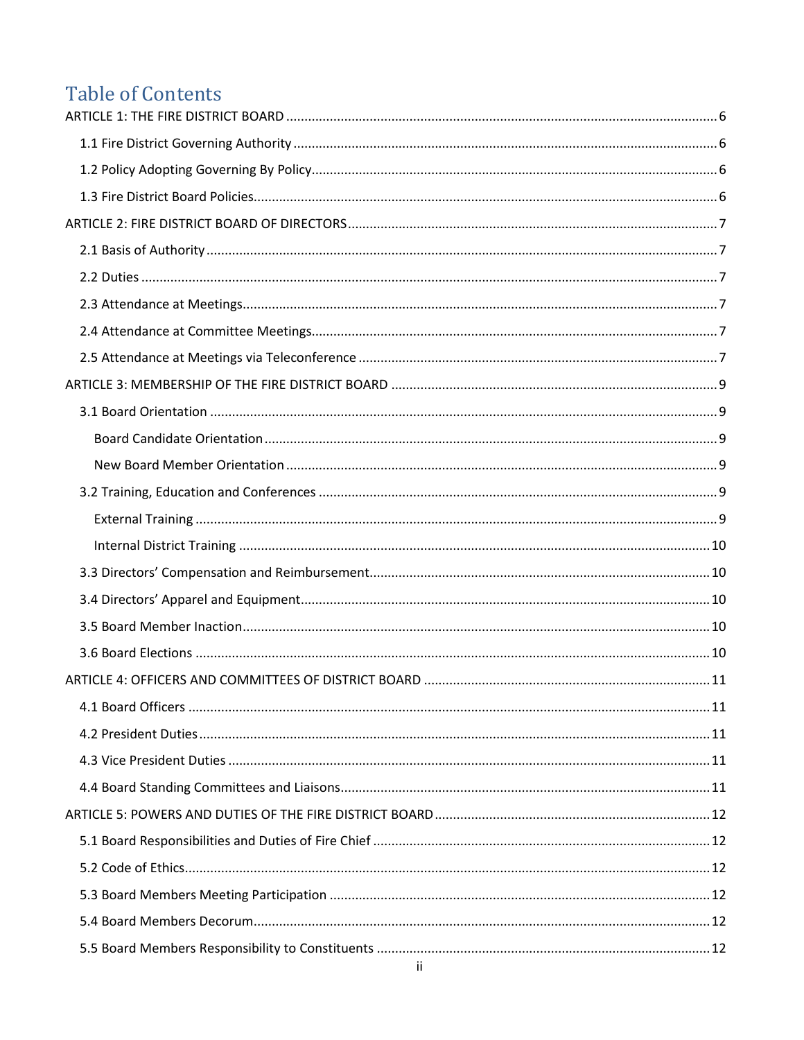# Table of Contents

ARTICLE 1: THE FIRE DISTRICT BOARD ........................................................................................ 6

1.1 Fire District Governing Authority ........................................................................................ 6

1.2 Policy Adopting Governing By Policy.................................................................................... 6

1.3 Fire District Board Policies.................................................................................................. 6

ARTICLE 2: FIRE DISTRICT BOARD OF DIRECTORS ..................................................................... 7

2.1 Basis of Authority ................................................................................................................ 7

2.2 Duties .................................................................................................................................. 7

2.3 Attendance at Meetings....................................................................................................... 7

2.4 Attendance at Committee Meetings.................................................................................... 7

2.5 Attendance at Meetings via Teleconference ....................................................................... 7

ARTICLE 3: MEMBERSHIP OF THE FIRE DISTRICT BOARD .......................................................... 9

3.1 Board Orientation ................................................................................................................ 9

Board Candidate Orientation .................................................................................................. 9

New Board Member Orientation ............................................................................................ 9

3.2 Training, Education and Conferences .................................................................................. 9

External Training ..................................................................................................................... 9

Internal District Training ....................................................................................................... 10

3.3 Directors' Compensation and Reimbursement.................................................................. 10

3.4 Directors' Apparel and Equipment..................................................................................... 10

3.5 Board Member Inaction..................................................................................................... 10

3.6 Board Elections .................................................................................................................. 10

ARTICLE 4: OFFICERS AND COMMITTEES OF DISTRICT BOARD ............................................... 11

4.1 Board Officers ................................................................................................................... 11

4.2 President Duties................................................................................................................. 11

4.3 Vice President Duties ........................................................................................................ 11

4.4 Board Standing Committees and Liaisons.......................................................................... 11

ARTICLE 5: POWERS AND DUTIES OF THE FIRE DISTRICT BOARD ............................................ 12

5.1 Board Responsibilities and Duties of Fire Chief ................................................................. 12

5.2 Code of Ethics.................................................................................................................... 12

5.3 Board Members Meeting Participation ............................................................................. 12

5.4 Board Members Decorum.................................................................................................. 12

5.5 Board Members Responsibility to Constituents ................................................................ 12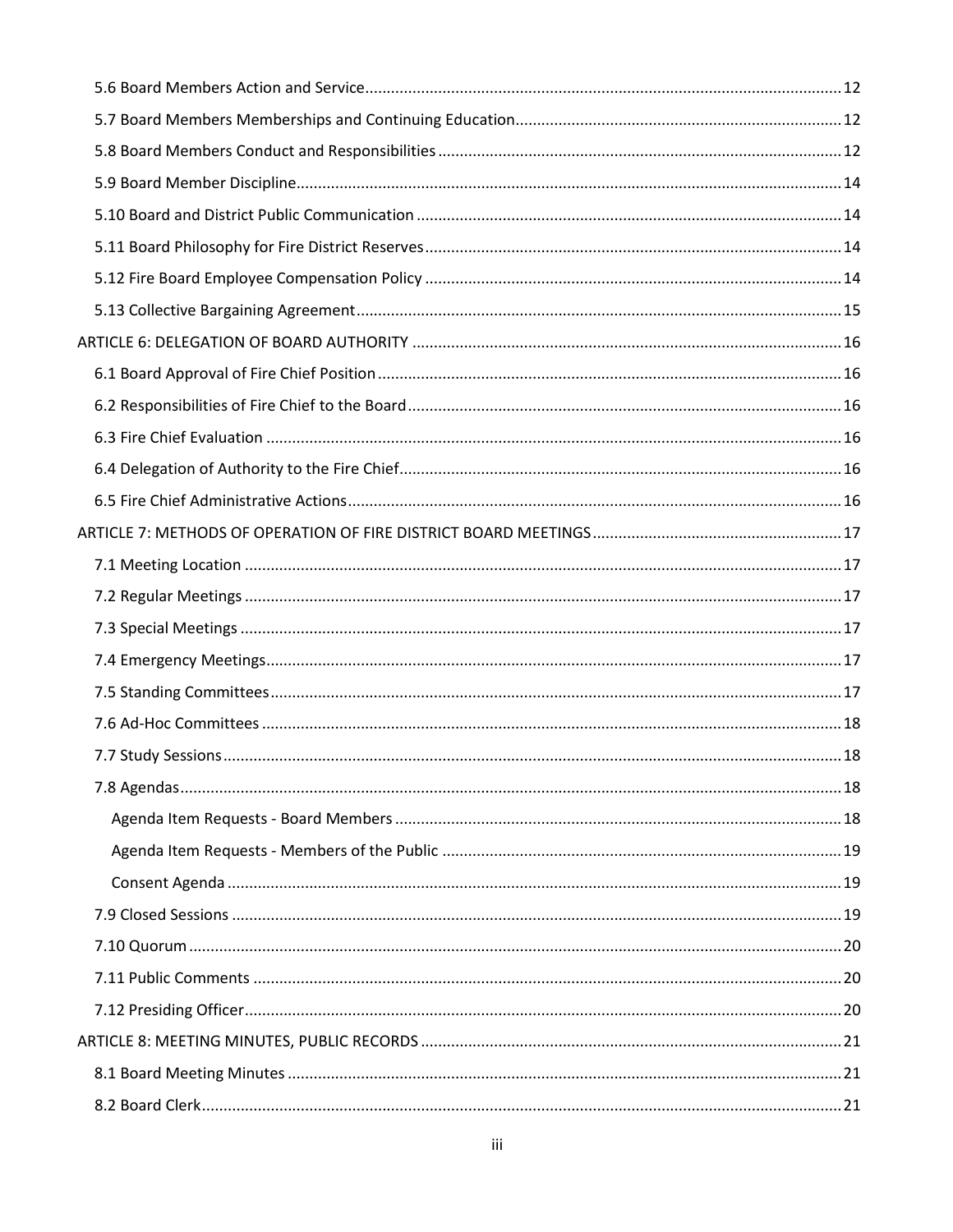5.6 Board Members Action and Service ........ 12

5.7 Board Members Memberships and Continuing Education ........ 12

5.8 Board Members Conduct and Responsibilities ........ 12

5.9 Board Member Discipline ........ 14

5.10 Board and District Public Communication ........ 14

5.11 Board Philosophy for Fire District Reserves ........ 14

5.12 Fire Board Employee Compensation Policy ........ 14

5.13 Collective Bargaining Agreement ........ 15

ARTICLE 6: DELEGATION OF BOARD AUTHORITY ........ 16

6.1 Board Approval of Fire Chief Position ........ 16

6.2 Responsibilities of Fire Chief to the Board ........ 16

6.3 Fire Chief Evaluation ........ 16

6.4 Delegation of Authority to the Fire Chief ........ 16

6.5 Fire Chief Administrative Actions ........ 16

ARTICLE 7: METHODS OF OPERATION OF FIRE DISTRICT BOARD MEETINGS ........ 17

7.1 Meeting Location ........ 17

7.2 Regular Meetings ........ 17

7.3 Special Meetings ........ 17

7.4 Emergency Meetings ........ 17

7.5 Standing Committees ........ 17

7.6 Ad-Hoc Committees ........ 18

7.7 Study Sessions ........ 18

7.8 Agendas ........ 18

Agenda Item Requests - Board Members ........ 18

Agenda Item Requests - Members of the Public ........ 19

Consent Agenda ........ 19

7.9 Closed Sessions ........ 19

7.10 Quorum ........ 20

7.11 Public Comments ........ 20

7.12 Presiding Officer ........ 20

ARTICLE 8: MEETING MINUTES, PUBLIC RECORDS ........ 21

8.1 Board Meeting Minutes ........ 21

8.2 Board Clerk ........ 21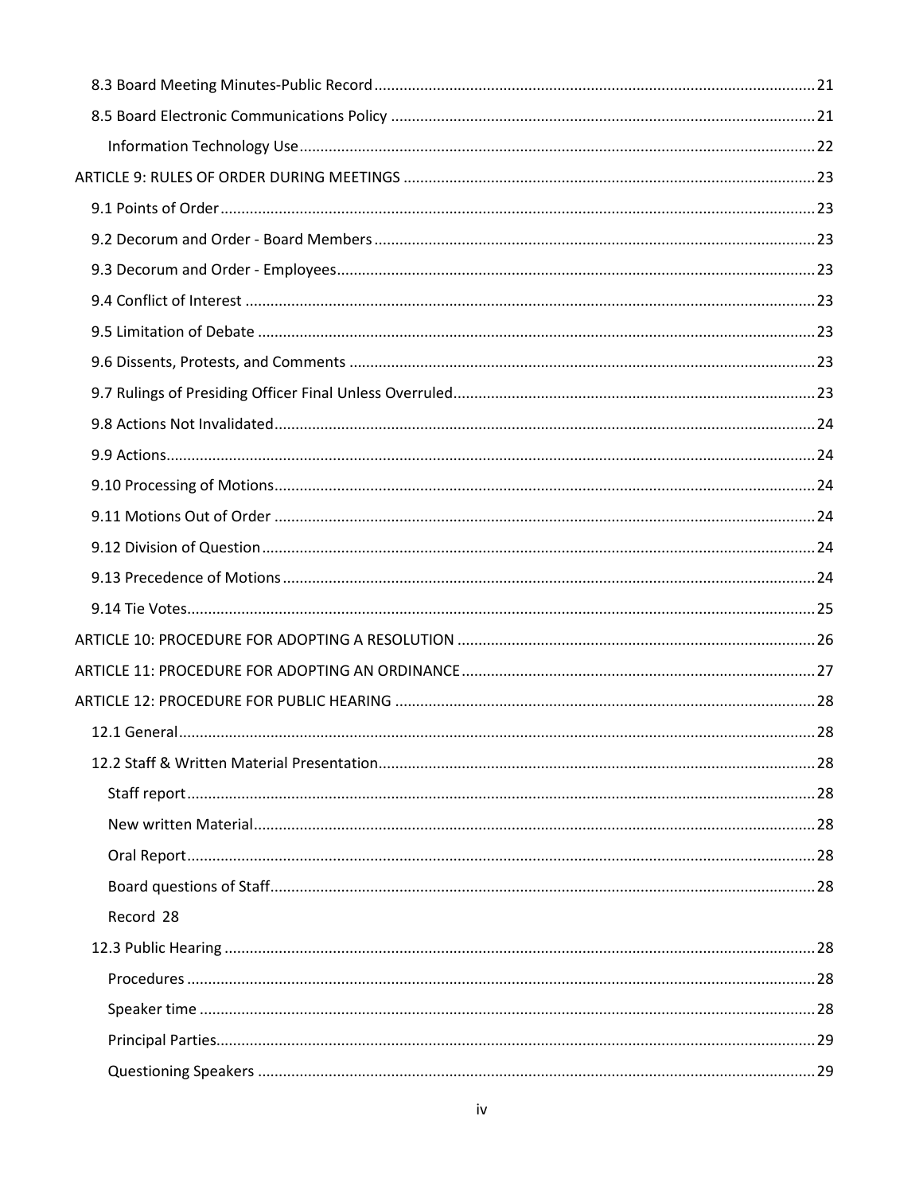- 8.3 Board Meeting Minutes-Public Record ..... 21
- 8.5 Board Electronic Communications Policy ..... 21
  - Information Technology Use ..... 22
- ARTICLE 9: RULES OF ORDER DURING MEETINGS ..... 23
  - 9.1 Points of Order ..... 23
  - 9.2 Decorum and Order - Board Members ..... 23
  - 9.3 Decorum and Order - Employees ..... 23
  - 9.4 Conflict of Interest ..... 23
  - 9.5 Limitation of Debate ..... 23
  - 9.6 Dissents, Protests, and Comments ..... 23
  - 9.7 Rulings of Presiding Officer Final Unless Overruled ..... 23
  - 9.8 Actions Not Invalidated ..... 24
  - 9.9 Actions ..... 24
  - 9.10 Processing of Motions ..... 24
  - 9.11 Motions Out of Order ..... 24
  - 9.12 Division of Question ..... 24
  - 9.13 Precedence of Motions ..... 24
  - 9.14 Tie Votes ..... 25
- ARTICLE 10: PROCEDURE FOR ADOPTING A RESOLUTION ..... 26
- ARTICLE 11: PROCEDURE FOR ADOPTING AN ORDINANCE ..... 27
- ARTICLE 12: PROCEDURE FOR PUBLIC HEARING ..... 28
  - 12.1 General ..... 28
  - 12.2 Staff & Written Material Presentation ..... 28
    - Staff report ..... 28
    - New written Material ..... 28
    - Oral Report ..... 28
    - Board questions of Staff ..... 28
    - Record 28
  - 12.3 Public Hearing ..... 28
    - Procedures ..... 28
    - Speaker time ..... 28
    - Principal Parties ..... 29
    - Questioning Speakers ..... 29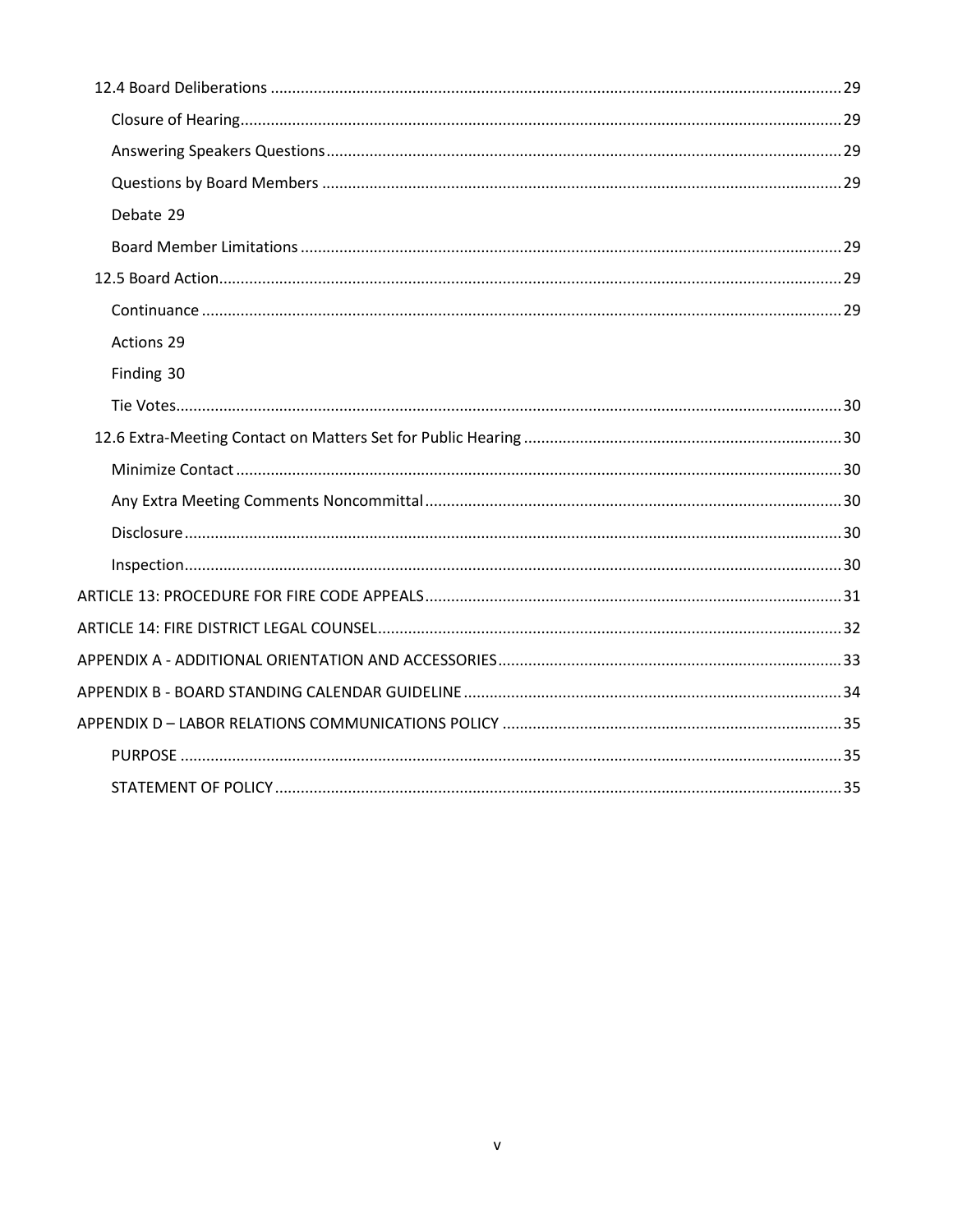12.4 Board Deliberations .......... 29

- Closure of Hearing .......... 29
- Answering Speakers Questions .......... 29
- Questions by Board Members .......... 29
- Debate 29
- Board Member Limitations .......... 29

12.5 Board Action .......... 29

- Continuance .......... 29
- Actions 29
- Finding 30
- Tie Votes .......... 30

12.6 Extra-Meeting Contact on Matters Set for Public Hearing .......... 30

- Minimize Contact .......... 30
- Any Extra Meeting Comments Noncommittal .......... 30
- Disclosure .......... 30
- Inspection .......... 30

ARTICLE 13: PROCEDURE FOR FIRE CODE APPEALS .......... 31

ARTICLE 14: FIRE DISTRICT LEGAL COUNSEL .......... 32

APPENDIX A - ADDITIONAL ORIENTATION AND ACCESSORIES .......... 33

APPENDIX B - BOARD STANDING CALENDAR GUIDELINE .......... 34

APPENDIX D – LABOR RELATIONS COMMUNICATIONS POLICY .......... 35

- PURPOSE .......... 35
- STATEMENT OF POLICY .......... 35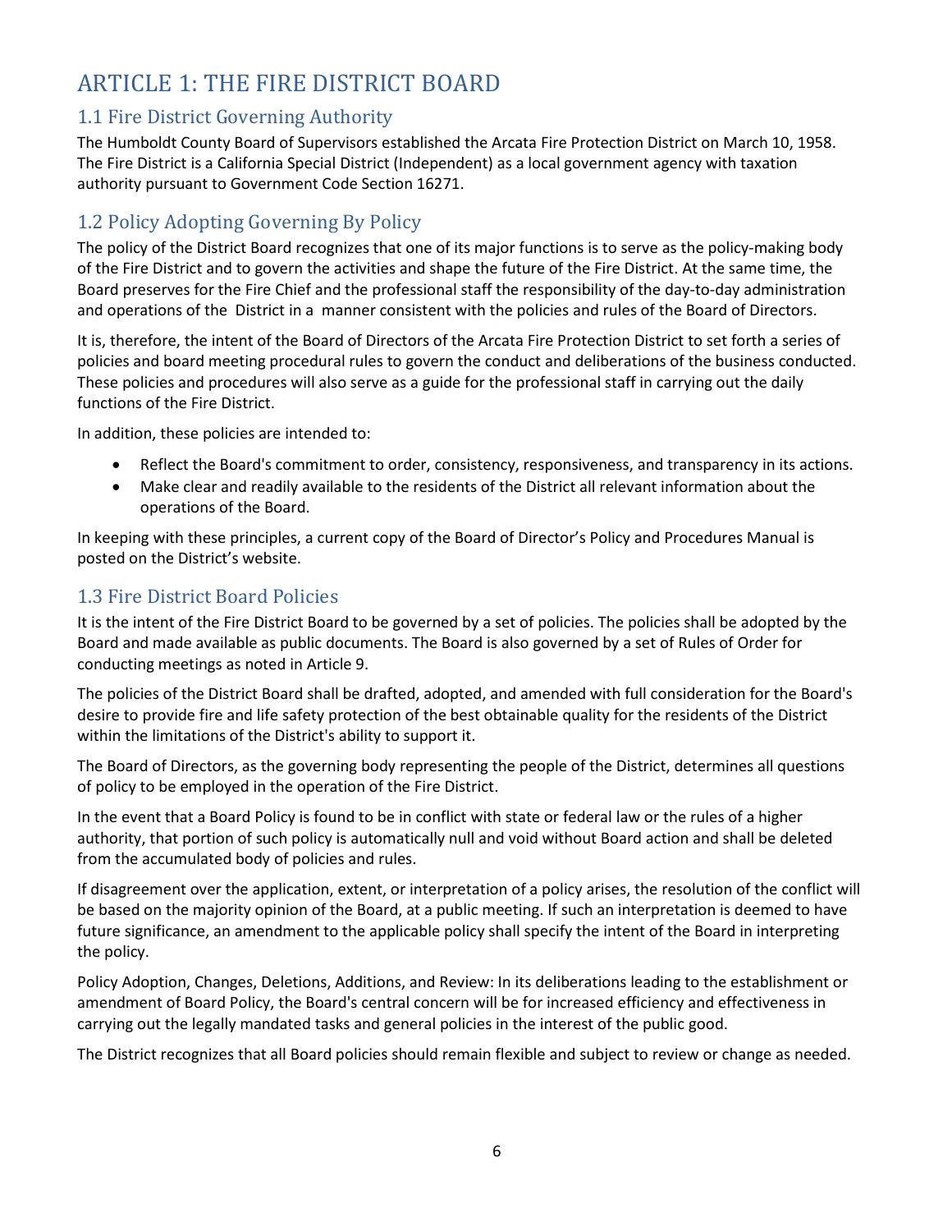# ARTICLE 1: THE FIRE DISTRICT BOARD

## 1.1 Fire District Governing Authority

The Humboldt County Board of Supervisors established the Arcata Fire Protection District on March 10, 1958. The Fire District is a California Special District (Independent) as a local government agency with taxation authority pursuant to Government Code Section 16271.

## 1.2 Policy Adopting Governing By Policy

The policy of the District Board recognizes that one of its major functions is to serve as the policy-making body of the Fire District and to govern the activities and shape the future of the Fire District. At the same time, the Board preserves for the Fire Chief and the professional staff the responsibility of the day-to-day administration and operations of the District in a manner consistent with the policies and rules of the Board of Directors.

It is, therefore, the intent of the Board of Directors of the Arcata Fire Protection District to set forth a series of policies and board meeting procedural rules to govern the conduct and deliberations of the business conducted. These policies and procedures will also serve as a guide for the professional staff in carrying out the daily functions of the Fire District.

In addition, these policies are intended to:

- Reflect the Board's commitment to order, consistency, responsiveness, and transparency in its actions.
- Make clear and readily available to the residents of the District all relevant information about the operations of the Board.

In keeping with these principles, a current copy of the Board of Director's Policy and Procedures Manual is posted on the District's website.

## 1.3 Fire District Board Policies

It is the intent of the Fire District Board to be governed by a set of policies. The policies shall be adopted by the Board and made available as public documents. The Board is also governed by a set of Rules of Order for conducting meetings as noted in Article 9.

The policies of the District Board shall be drafted, adopted, and amended with full consideration for the Board's desire to provide fire and life safety protection of the best obtainable quality for the residents of the District within the limitations of the District's ability to support it.

The Board of Directors, as the governing body representing the people of the District, determines all questions of policy to be employed in the operation of the Fire District.

In the event that a Board Policy is found to be in conflict with state or federal law or the rules of a higher authority, that portion of such policy is automatically null and void without Board action and shall be deleted from the accumulated body of policies and rules.

If disagreement over the application, extent, or interpretation of a policy arises, the resolution of the conflict will be based on the majority opinion of the Board, at a public meeting. If such an interpretation is deemed to have future significance, an amendment to the applicable policy shall specify the intent of the Board in interpreting the policy.

Policy Adoption, Changes, Deletions, Additions, and Review: In its deliberations leading to the establishment or amendment of Board Policy, the Board's central concern will be for increased efficiency and effectiveness in carrying out the legally mandated tasks and general policies in the interest of the public good.

The District recognizes that all Board policies should remain flexible and subject to review or change as needed.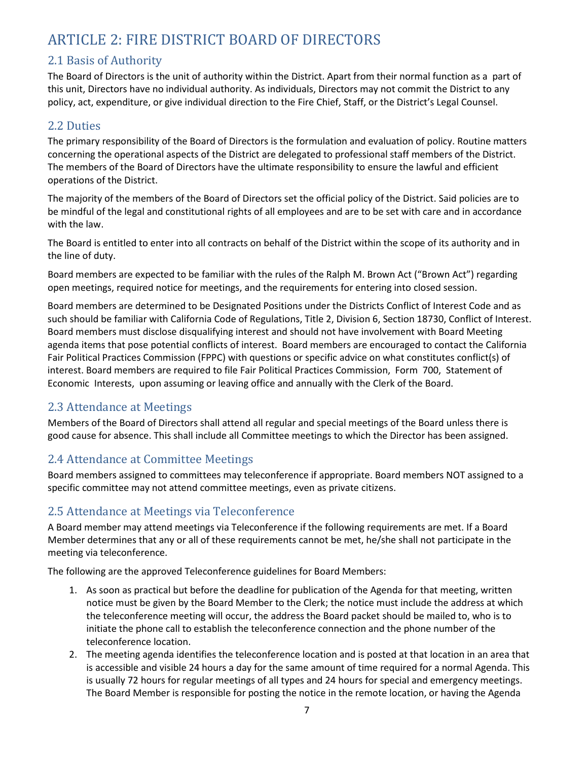# ARTICLE 2: FIRE DISTRICT BOARD OF DIRECTORS

## 2.1 Basis of Authority

The Board of Directors is the unit of authority within the District. Apart from their normal function as a part of this unit, Directors have no individual authority. As individuals, Directors may not commit the District to any policy, act, expenditure, or give individual direction to the Fire Chief, Staff, or the District's Legal Counsel.

## 2.2 Duties

The primary responsibility of the Board of Directors is the formulation and evaluation of policy. Routine matters concerning the operational aspects of the District are delegated to professional staff members of the District. The members of the Board of Directors have the ultimate responsibility to ensure the lawful and efficient operations of the District.

The majority of the members of the Board of Directors set the official policy of the District. Said policies are to be mindful of the legal and constitutional rights of all employees and are to be set with care and in accordance with the law.

The Board is entitled to enter into all contracts on behalf of the District within the scope of its authority and in the line of duty.

Board members are expected to be familiar with the rules of the Ralph M. Brown Act ("Brown Act") regarding open meetings, required notice for meetings, and the requirements for entering into closed session.

Board members are determined to be Designated Positions under the Districts Conflict of Interest Code and as such should be familiar with California Code of Regulations, Title 2, Division 6, Section 18730, Conflict of Interest. Board members must disclose disqualifying interest and should not have involvement with Board Meeting agenda items that pose potential conflicts of interest. Board members are encouraged to contact the California Fair Political Practices Commission (FPPC) with questions or specific advice on what constitutes conflict(s) of interest. Board members are required to file Fair Political Practices Commission, Form 700, Statement of Economic Interests, upon assuming or leaving office and annually with the Clerk of the Board.

## 2.3 Attendance at Meetings

Members of the Board of Directors shall attend all regular and special meetings of the Board unless there is good cause for absence. This shall include all Committee meetings to which the Director has been assigned.

## 2.4 Attendance at Committee Meetings

Board members assigned to committees may teleconference if appropriate. Board members NOT assigned to a specific committee may not attend committee meetings, even as private citizens.

## 2.5 Attendance at Meetings via Teleconference

A Board member may attend meetings via Teleconference if the following requirements are met. If a Board Member determines that any or all of these requirements cannot be met, he/she shall not participate in the meeting via teleconference.

The following are the approved Teleconference guidelines for Board Members:

1. As soon as practical but before the deadline for publication of the Agenda for that meeting, written notice must be given by the Board Member to the Clerk; the notice must include the address at which the teleconference meeting will occur, the address the Board packet should be mailed to, who is to initiate the phone call to establish the teleconference connection and the phone number of the teleconference location.
2. The meeting agenda identifies the teleconference location and is posted at that location in an area that is accessible and visible 24 hours a day for the same amount of time required for a normal Agenda. This is usually 72 hours for regular meetings of all types and 24 hours for special and emergency meetings. The Board Member is responsible for posting the notice in the remote location, or having the Agenda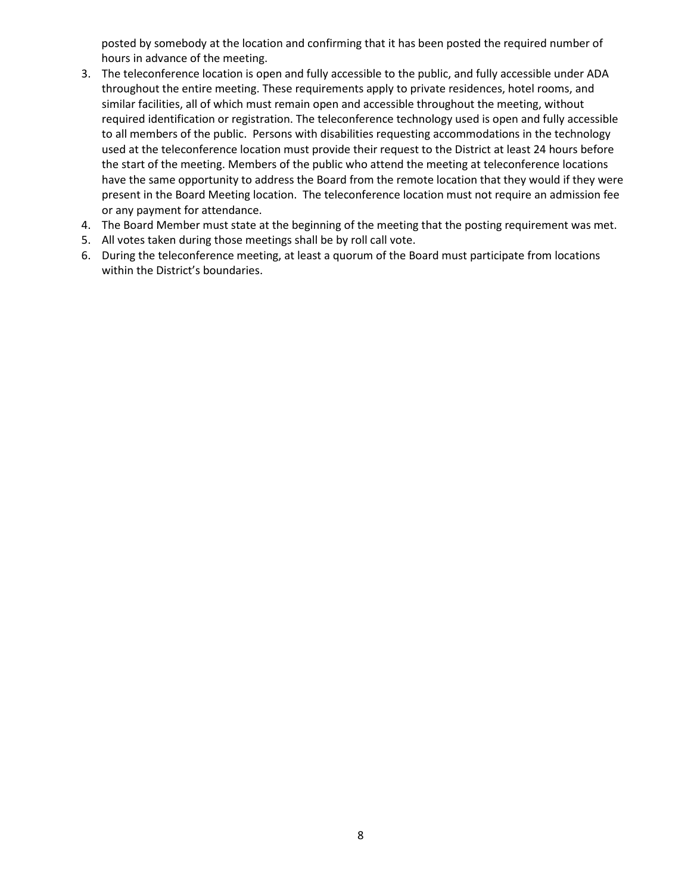posted by somebody at the location and confirming that it has been posted the required number of hours in advance of the meeting.

3. The teleconference location is open and fully accessible to the public, and fully accessible under ADA throughout the entire meeting. These requirements apply to private residences, hotel rooms, and similar facilities, all of which must remain open and accessible throughout the meeting, without required identification or registration. The teleconference technology used is open and fully accessible to all members of the public. Persons with disabilities requesting accommodations in the technology used at the teleconference location must provide their request to the District at least 24 hours before the start of the meeting. Members of the public who attend the meeting at teleconference locations have the same opportunity to address the Board from the remote location that they would if they were present in the Board Meeting location. The teleconference location must not require an admission fee or any payment for attendance.
4. The Board Member must state at the beginning of the meeting that the posting requirement was met.
5. All votes taken during those meetings shall be by roll call vote.
6. During the teleconference meeting, at least a quorum of the Board must participate from locations within the District's boundaries.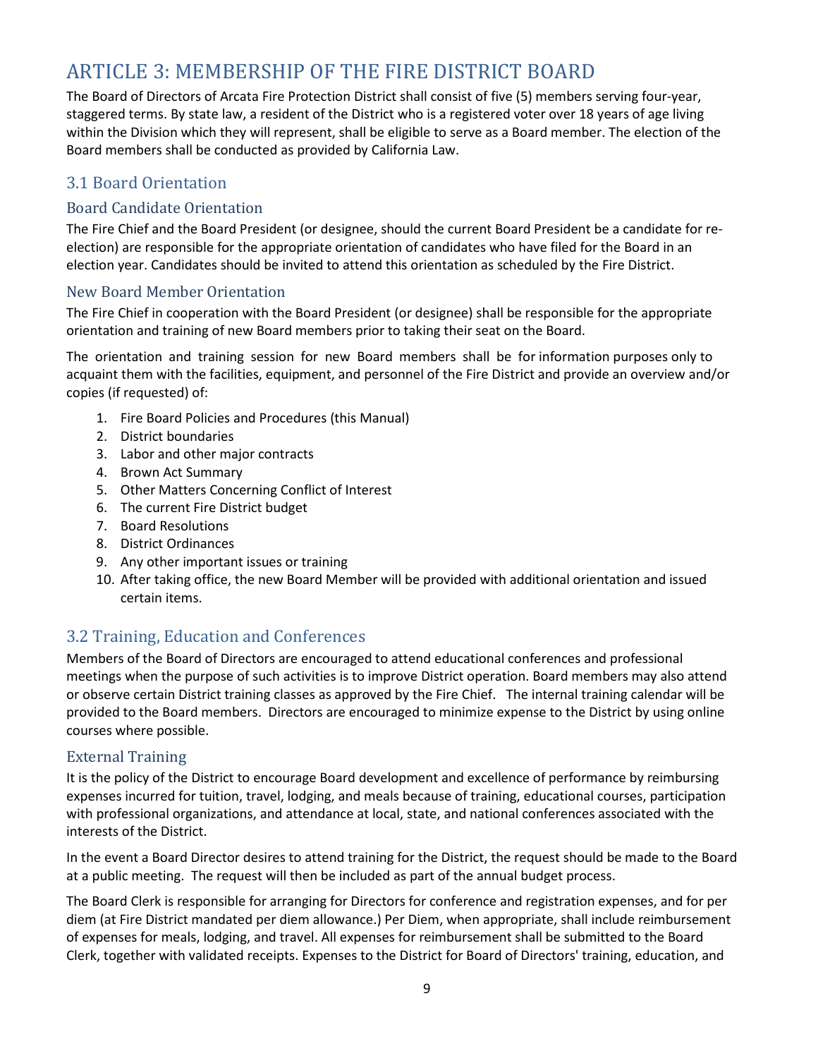# ARTICLE 3: MEMBERSHIP OF THE FIRE DISTRICT BOARD

The Board of Directors of Arcata Fire Protection District shall consist of five (5) members serving four-year, staggered terms. By state law, a resident of the District who is a registered voter over 18 years of age living within the Division which they will represent, shall be eligible to serve as a Board member. The election of the Board members shall be conducted as provided by California Law.

## 3.1 Board Orientation

### Board Candidate Orientation

The Fire Chief and the Board President (or designee, should the current Board President be a candidate for re-election) are responsible for the appropriate orientation of candidates who have filed for the Board in an election year. Candidates should be invited to attend this orientation as scheduled by the Fire District.

### New Board Member Orientation

The Fire Chief in cooperation with the Board President (or designee) shall be responsible for the appropriate orientation and training of new Board members prior to taking their seat on the Board.

The orientation and training session for new Board members shall be for information purposes only to acquaint them with the facilities, equipment, and personnel of the Fire District and provide an overview and/or copies (if requested) of:

1. Fire Board Policies and Procedures (this Manual)
2. District boundaries
3. Labor and other major contracts
4. Brown Act Summary
5. Other Matters Concerning Conflict of Interest
6. The current Fire District budget
7. Board Resolutions
8. District Ordinances
9. Any other important issues or training
10. After taking office, the new Board Member will be provided with additional orientation and issued certain items.

## 3.2 Training, Education and Conferences

Members of the Board of Directors are encouraged to attend educational conferences and professional meetings when the purpose of such activities is to improve District operation. Board members may also attend or observe certain District training classes as approved by the Fire Chief. The internal training calendar will be provided to the Board members. Directors are encouraged to minimize expense to the District by using online courses where possible.

### External Training

It is the policy of the District to encourage Board development and excellence of performance by reimbursing expenses incurred for tuition, travel, lodging, and meals because of training, educational courses, participation with professional organizations, and attendance at local, state, and national conferences associated with the interests of the District.

In the event a Board Director desires to attend training for the District, the request should be made to the Board at a public meeting. The request will then be included as part of the annual budget process.

The Board Clerk is responsible for arranging for Directors for conference and registration expenses, and for per diem (at Fire District mandated per diem allowance.) Per Diem, when appropriate, shall include reimbursement of expenses for meals, lodging, and travel. All expenses for reimbursement shall be submitted to the Board Clerk, together with validated receipts. Expenses to the District for Board of Directors' training, education, and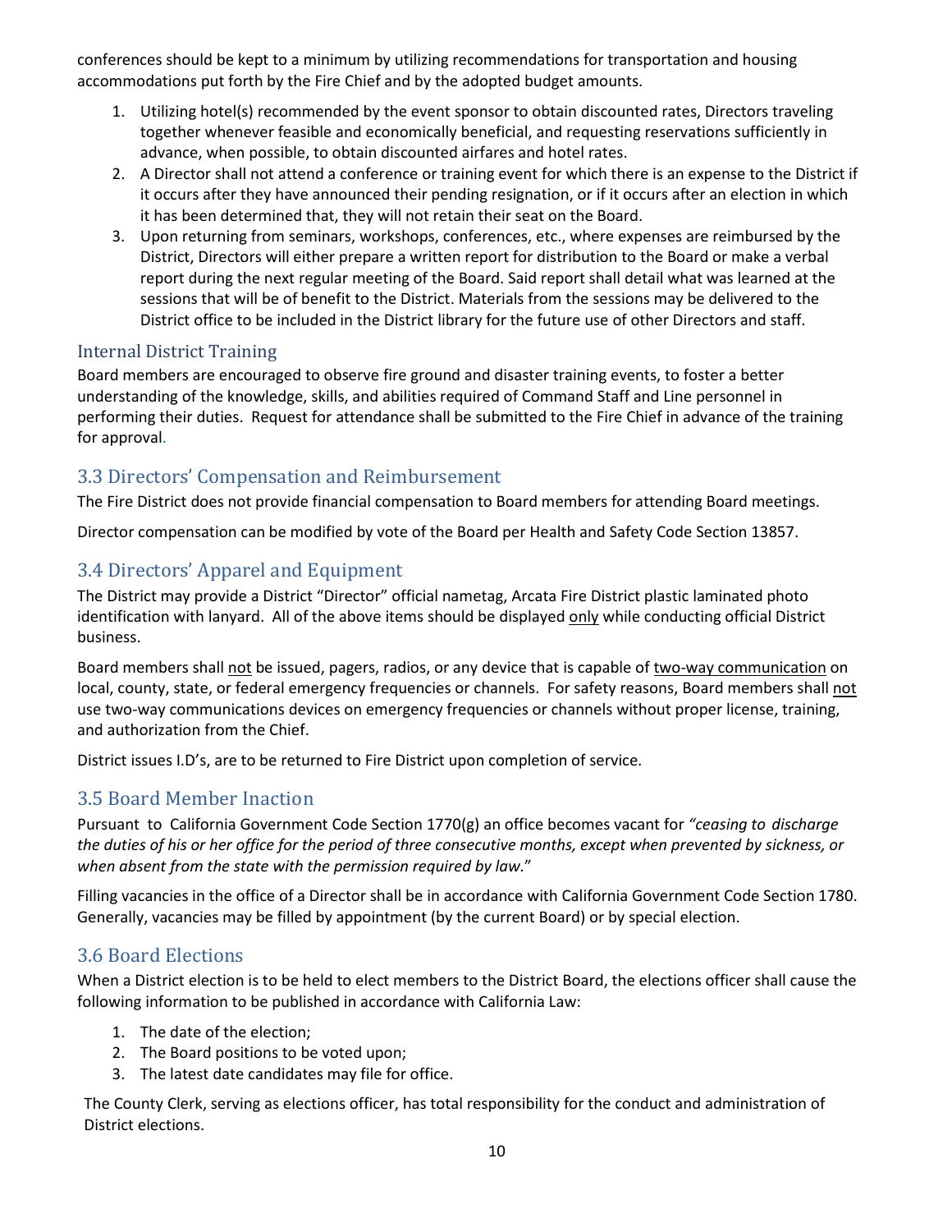conferences should be kept to a minimum by utilizing recommendations for transportation and housing accommodations put forth by the Fire Chief and by the adopted budget amounts.

1. Utilizing hotel(s) recommended by the event sponsor to obtain discounted rates, Directors traveling together whenever feasible and economically beneficial, and requesting reservations sufficiently in advance, when possible, to obtain discounted airfares and hotel rates.
2. A Director shall not attend a conference or training event for which there is an expense to the District if it occurs after they have announced their pending resignation, or if it occurs after an election in which it has been determined that, they will not retain their seat on the Board.
3. Upon returning from seminars, workshops, conferences, etc., where expenses are reimbursed by the District, Directors will either prepare a written report for distribution to the Board or make a verbal report during the next regular meeting of the Board. Said report shall detail what was learned at the sessions that will be of benefit to the District. Materials from the sessions may be delivered to the District office to be included in the District library for the future use of other Directors and staff.

### Internal District Training

Board members are encouraged to observe fire ground and disaster training events, to foster a better understanding of the knowledge, skills, and abilities required of Command Staff and Line personnel in performing their duties. Request for attendance shall be submitted to the Fire Chief in advance of the training for approval.

## 3.3 Directors' Compensation and Reimbursement

The Fire District does not provide financial compensation to Board members for attending Board meetings.

Director compensation can be modified by vote of the Board per Health and Safety Code Section 13857.

## 3.4 Directors' Apparel and Equipment

The District may provide a District "Director" official nametag, Arcata Fire District plastic laminated photo identification with lanyard. All of the above items should be displayed <u>only</u> while conducting official District business.

Board members shall <u>not</u> be issued, pagers, radios, or any device that is capable of <u>two-way communication</u> on local, county, state, or federal emergency frequencies or channels. For safety reasons, Board members shall <u>not</u> use two-way communications devices on emergency frequencies or channels without proper license, training, and authorization from the Chief.

District issues I.D's, are to be returned to Fire District upon completion of service.

## 3.5 Board Member Inaction

Pursuant to California Government Code Section 1770(g) an office becomes vacant for *"ceasing to discharge the duties of his or her office for the period of three consecutive months, except when prevented by sickness, or when absent from the state with the permission required by law.*"

Filling vacancies in the office of a Director shall be in accordance with California Government Code Section 1780. Generally, vacancies may be filled by appointment (by the current Board) or by special election.

## 3.6 Board Elections

When a District election is to be held to elect members to the District Board, the elections officer shall cause the following information to be published in accordance with California Law:

1. The date of the election;
2. The Board positions to be voted upon;
3. The latest date candidates may file for office.

The County Clerk, serving as elections officer, has total responsibility for the conduct and administration of District elections.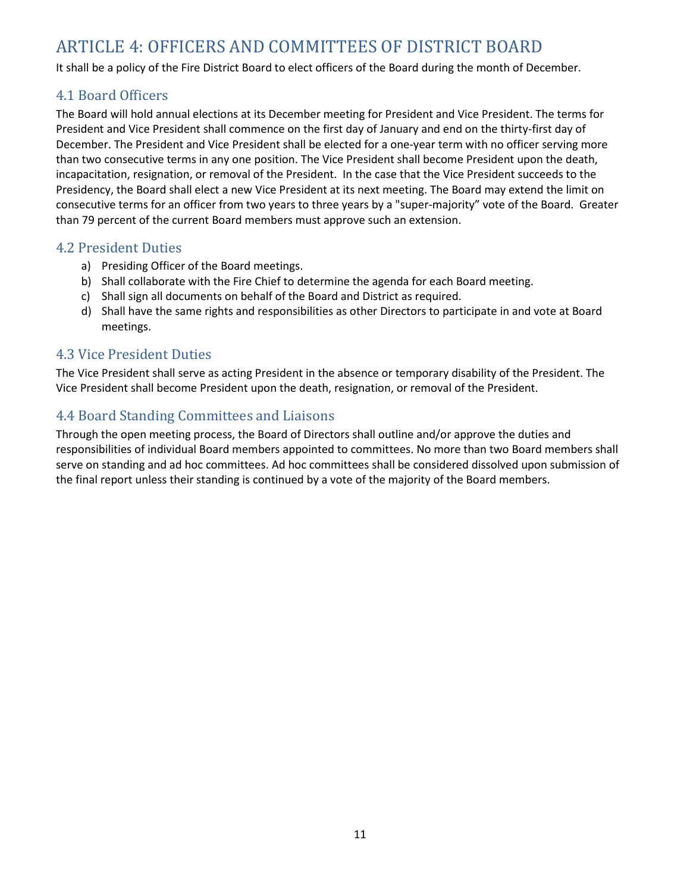# ARTICLE 4: OFFICERS AND COMMITTEES OF DISTRICT BOARD

It shall be a policy of the Fire District Board to elect officers of the Board during the month of December.

## 4.1 Board Officers

The Board will hold annual elections at its December meeting for President and Vice President. The terms for President and Vice President shall commence on the first day of January and end on the thirty-first day of December. The President and Vice President shall be elected for a one-year term with no officer serving more than two consecutive terms in any one position. The Vice President shall become President upon the death, incapacitation, resignation, or removal of the President. In the case that the Vice President succeeds to the Presidency, the Board shall elect a new Vice President at its next meeting. The Board may extend the limit on consecutive terms for an officer from two years to three years by a "super-majority" vote of the Board. Greater than 79 percent of the current Board members must approve such an extension.

## 4.2 President Duties

a) Presiding Officer of the Board meetings.
b) Shall collaborate with the Fire Chief to determine the agenda for each Board meeting.
c) Shall sign all documents on behalf of the Board and District as required.
d) Shall have the same rights and responsibilities as other Directors to participate in and vote at Board meetings.

## 4.3 Vice President Duties

The Vice President shall serve as acting President in the absence or temporary disability of the President. The Vice President shall become President upon the death, resignation, or removal of the President.

## 4.4 Board Standing Committees and Liaisons

Through the open meeting process, the Board of Directors shall outline and/or approve the duties and responsibilities of individual Board members appointed to committees. No more than two Board members shall serve on standing and ad hoc committees. Ad hoc committees shall be considered dissolved upon submission of the final report unless their standing is continued by a vote of the majority of the Board members.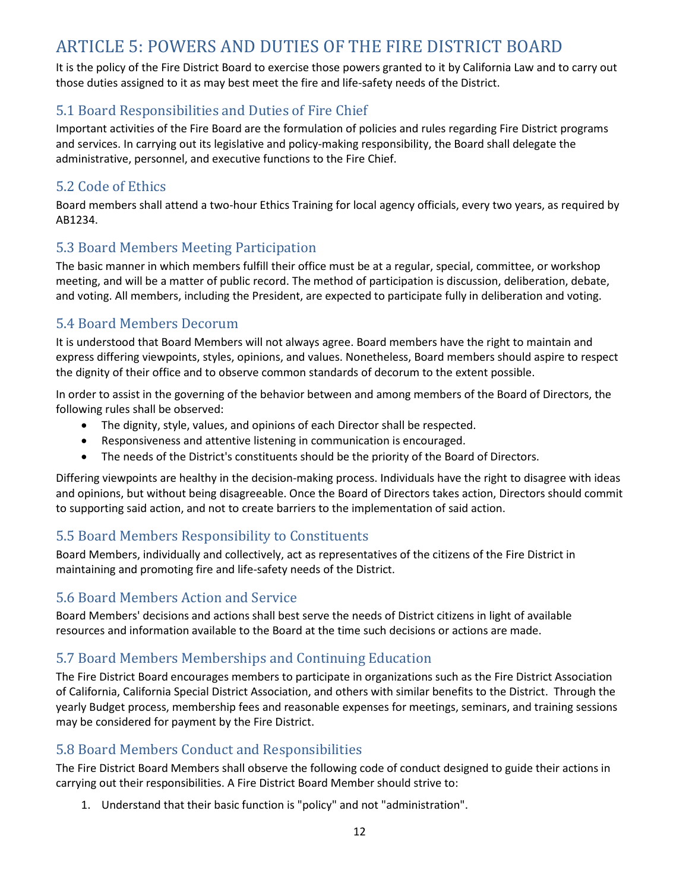# ARTICLE 5: POWERS AND DUTIES OF THE FIRE DISTRICT BOARD

It is the policy of the Fire District Board to exercise those powers granted to it by California Law and to carry out those duties assigned to it as may best meet the fire and life-safety needs of the District.

## 5.1 Board Responsibilities and Duties of Fire Chief

Important activities of the Fire Board are the formulation of policies and rules regarding Fire District programs and services. In carrying out its legislative and policy-making responsibility, the Board shall delegate the administrative, personnel, and executive functions to the Fire Chief.

## 5.2 Code of Ethics

Board members shall attend a two-hour Ethics Training for local agency officials, every two years, as required by AB1234.

## 5.3 Board Members Meeting Participation

The basic manner in which members fulfill their office must be at a regular, special, committee, or workshop meeting, and will be a matter of public record. The method of participation is discussion, deliberation, debate, and voting. All members, including the President, are expected to participate fully in deliberation and voting.

## 5.4 Board Members Decorum

It is understood that Board Members will not always agree. Board members have the right to maintain and express differing viewpoints, styles, opinions, and values. Nonetheless, Board members should aspire to respect the dignity of their office and to observe common standards of decorum to the extent possible.

In order to assist in the governing of the behavior between and among members of the Board of Directors, the following rules shall be observed:

- The dignity, style, values, and opinions of each Director shall be respected.
- Responsiveness and attentive listening in communication is encouraged.
- The needs of the District's constituents should be the priority of the Board of Directors.

Differing viewpoints are healthy in the decision-making process. Individuals have the right to disagree with ideas and opinions, but without being disagreeable. Once the Board of Directors takes action, Directors should commit to supporting said action, and not to create barriers to the implementation of said action.

## 5.5 Board Members Responsibility to Constituents

Board Members, individually and collectively, act as representatives of the citizens of the Fire District in maintaining and promoting fire and life-safety needs of the District.

## 5.6 Board Members Action and Service

Board Members' decisions and actions shall best serve the needs of District citizens in light of available resources and information available to the Board at the time such decisions or actions are made.

## 5.7 Board Members Memberships and Continuing Education

The Fire District Board encourages members to participate in organizations such as the Fire District Association of California, California Special District Association, and others with similar benefits to the District. Through the yearly Budget process, membership fees and reasonable expenses for meetings, seminars, and training sessions may be considered for payment by the Fire District.

## 5.8 Board Members Conduct and Responsibilities

The Fire District Board Members shall observe the following code of conduct designed to guide their actions in carrying out their responsibilities. A Fire District Board Member should strive to:

1. Understand that their basic function is "policy" and not "administration".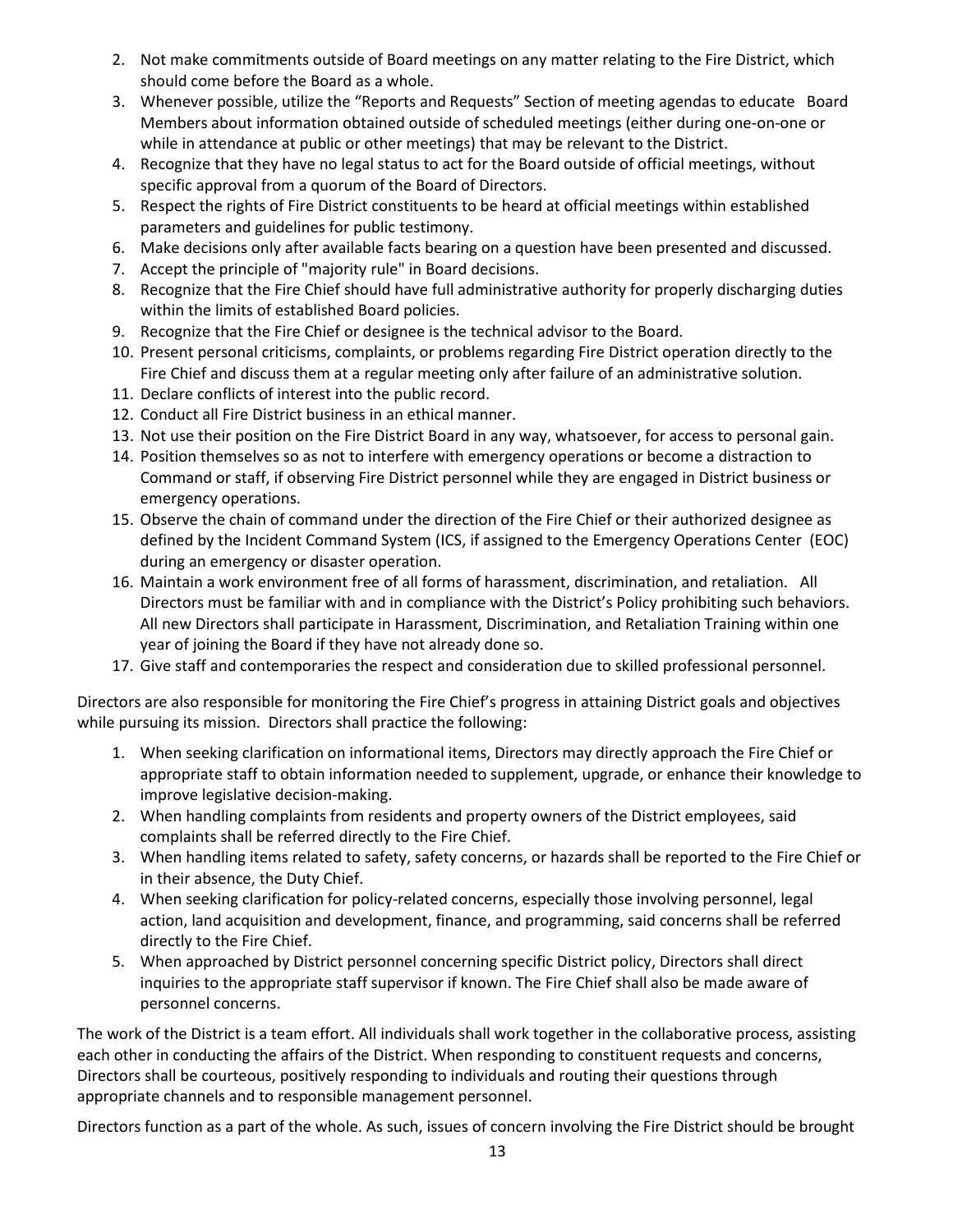2. Not make commitments outside of Board meetings on any matter relating to the Fire District, which should come before the Board as a whole.
3. Whenever possible, utilize the "Reports and Requests" Section of meeting agendas to educate Board Members about information obtained outside of scheduled meetings (either during one-on-one or while in attendance at public or other meetings) that may be relevant to the District.
4. Recognize that they have no legal status to act for the Board outside of official meetings, without specific approval from a quorum of the Board of Directors.
5. Respect the rights of Fire District constituents to be heard at official meetings within established parameters and guidelines for public testimony.
6. Make decisions only after available facts bearing on a question have been presented and discussed.
7. Accept the principle of "majority rule" in Board decisions.
8. Recognize that the Fire Chief should have full administrative authority for properly discharging duties within the limits of established Board policies.
9. Recognize that the Fire Chief or designee is the technical advisor to the Board.
10. Present personal criticisms, complaints, or problems regarding Fire District operation directly to the Fire Chief and discuss them at a regular meeting only after failure of an administrative solution.
11. Declare conflicts of interest into the public record.
12. Conduct all Fire District business in an ethical manner.
13. Not use their position on the Fire District Board in any way, whatsoever, for access to personal gain.
14. Position themselves so as not to interfere with emergency operations or become a distraction to Command or staff, if observing Fire District personnel while they are engaged in District business or emergency operations.
15. Observe the chain of command under the direction of the Fire Chief or their authorized designee as defined by the Incident Command System (ICS, if assigned to the Emergency Operations Center (EOC) during an emergency or disaster operation.
16. Maintain a work environment free of all forms of harassment, discrimination, and retaliation. All Directors must be familiar with and in compliance with the District's Policy prohibiting such behaviors. All new Directors shall participate in Harassment, Discrimination, and Retaliation Training within one year of joining the Board if they have not already done so.
17. Give staff and contemporaries the respect and consideration due to skilled professional personnel.

Directors are also responsible for monitoring the Fire Chief's progress in attaining District goals and objectives while pursuing its mission. Directors shall practice the following:

1. When seeking clarification on informational items, Directors may directly approach the Fire Chief or appropriate staff to obtain information needed to supplement, upgrade, or enhance their knowledge to improve legislative decision-making.
2. When handling complaints from residents and property owners of the District employees, said complaints shall be referred directly to the Fire Chief.
3. When handling items related to safety, safety concerns, or hazards shall be reported to the Fire Chief or in their absence, the Duty Chief.
4. When seeking clarification for policy-related concerns, especially those involving personnel, legal action, land acquisition and development, finance, and programming, said concerns shall be referred directly to the Fire Chief.
5. When approached by District personnel concerning specific District policy, Directors shall direct inquiries to the appropriate staff supervisor if known. The Fire Chief shall also be made aware of personnel concerns.

The work of the District is a team effort. All individuals shall work together in the collaborative process, assisting each other in conducting the affairs of the District. When responding to constituent requests and concerns, Directors shall be courteous, positively responding to individuals and routing their questions through appropriate channels and to responsible management personnel.

Directors function as a part of the whole. As such, issues of concern involving the Fire District should be brought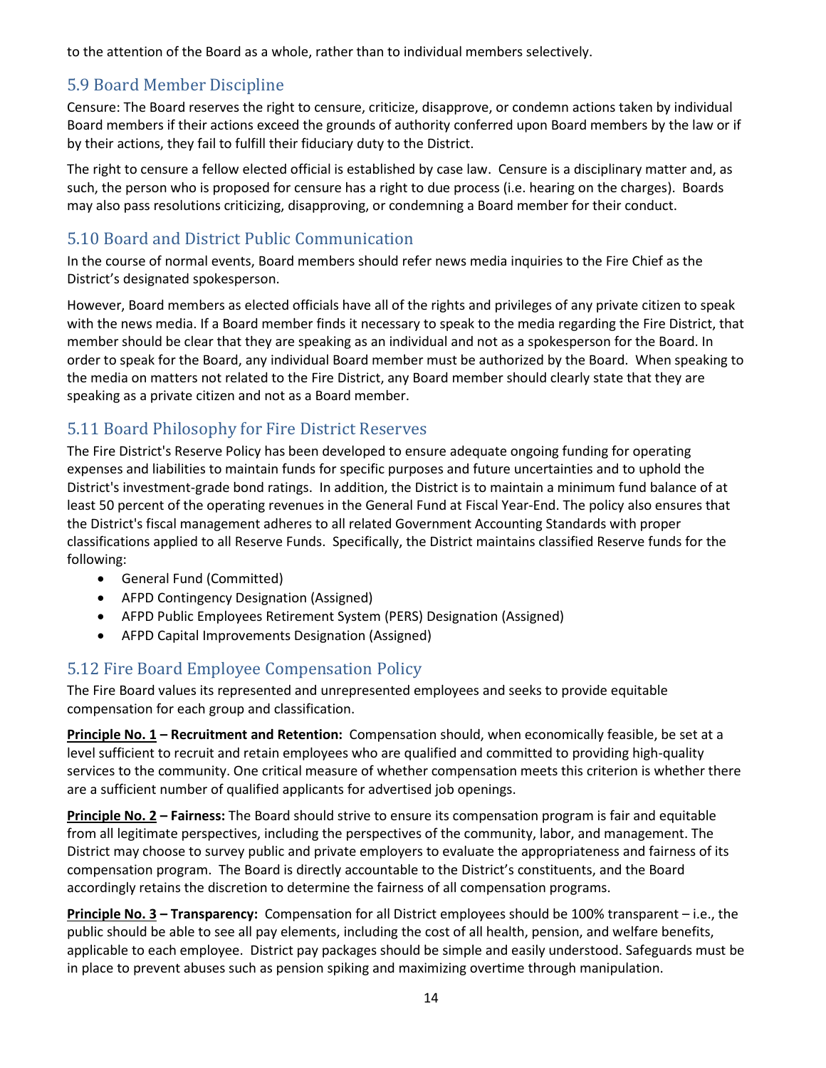to the attention of the Board as a whole, rather than to individual members selectively.

## 5.9 Board Member Discipline

Censure: The Board reserves the right to censure, criticize, disapprove, or condemn actions taken by individual Board members if their actions exceed the grounds of authority conferred upon Board members by the law or if by their actions, they fail to fulfill their fiduciary duty to the District.

The right to censure a fellow elected official is established by case law. Censure is a disciplinary matter and, as such, the person who is proposed for censure has a right to due process (i.e. hearing on the charges). Boards may also pass resolutions criticizing, disapproving, or condemning a Board member for their conduct.

## 5.10 Board and District Public Communication

In the course of normal events, Board members should refer news media inquiries to the Fire Chief as the District's designated spokesperson.

However, Board members as elected officials have all of the rights and privileges of any private citizen to speak with the news media. If a Board member finds it necessary to speak to the media regarding the Fire District, that member should be clear that they are speaking as an individual and not as a spokesperson for the Board. In order to speak for the Board, any individual Board member must be authorized by the Board. When speaking to the media on matters not related to the Fire District, any Board member should clearly state that they are speaking as a private citizen and not as a Board member.

## 5.11 Board Philosophy for Fire District Reserves

The Fire District's Reserve Policy has been developed to ensure adequate ongoing funding for operating expenses and liabilities to maintain funds for specific purposes and future uncertainties and to uphold the District's investment-grade bond ratings. In addition, the District is to maintain a minimum fund balance of at least 50 percent of the operating revenues in the General Fund at Fiscal Year-End. The policy also ensures that the District's fiscal management adheres to all related Government Accounting Standards with proper classifications applied to all Reserve Funds. Specifically, the District maintains classified Reserve funds for the following:

- General Fund (Committed)
- AFPD Contingency Designation (Assigned)
- AFPD Public Employees Retirement System (PERS) Designation (Assigned)
- AFPD Capital Improvements Designation (Assigned)

## 5.12 Fire Board Employee Compensation Policy

The Fire Board values its represented and unrepresented employees and seeks to provide equitable compensation for each group and classification.

**Principle No. 1 – Recruitment and Retention:** Compensation should, when economically feasible, be set at a level sufficient to recruit and retain employees who are qualified and committed to providing high-quality services to the community. One critical measure of whether compensation meets this criterion is whether there are a sufficient number of qualified applicants for advertised job openings.

**Principle No. 2 – Fairness:** The Board should strive to ensure its compensation program is fair and equitable from all legitimate perspectives, including the perspectives of the community, labor, and management. The District may choose to survey public and private employers to evaluate the appropriateness and fairness of its compensation program. The Board is directly accountable to the District's constituents, and the Board accordingly retains the discretion to determine the fairness of all compensation programs.

**Principle No. 3 – Transparency:** Compensation for all District employees should be 100% transparent – i.e., the public should be able to see all pay elements, including the cost of all health, pension, and welfare benefits, applicable to each employee. District pay packages should be simple and easily understood. Safeguards must be in place to prevent abuses such as pension spiking and maximizing overtime through manipulation.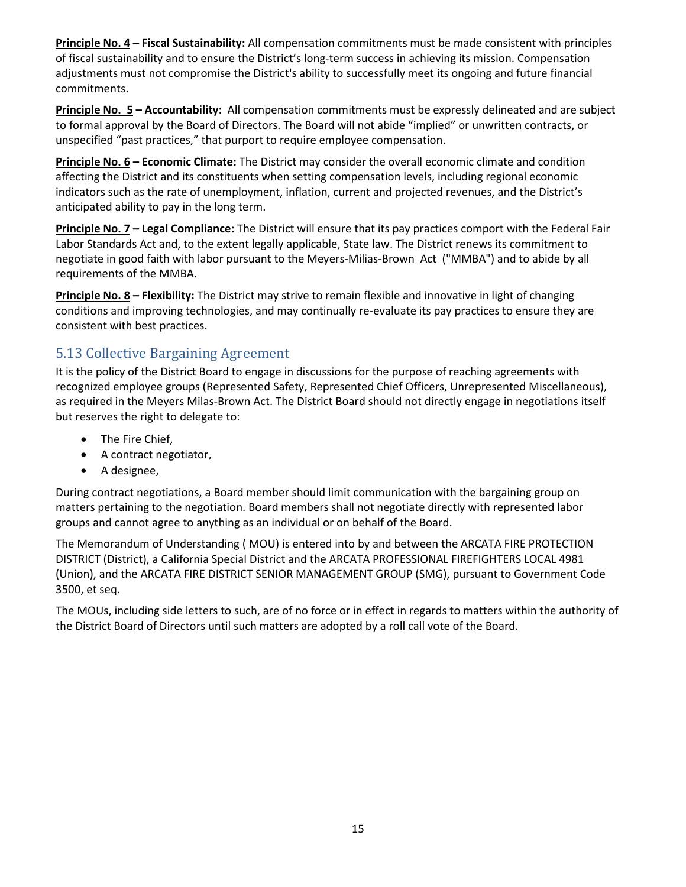**Principle No. 4 – Fiscal Sustainability:** All compensation commitments must be made consistent with principles of fiscal sustainability and to ensure the District's long-term success in achieving its mission. Compensation adjustments must not compromise the District's ability to successfully meet its ongoing and future financial commitments.

**Principle No. 5 – Accountability:** All compensation commitments must be expressly delineated and are subject to formal approval by the Board of Directors. The Board will not abide "implied" or unwritten contracts, or unspecified "past practices," that purport to require employee compensation.

**Principle No. 6 – Economic Climate:** The District may consider the overall economic climate and condition affecting the District and its constituents when setting compensation levels, including regional economic indicators such as the rate of unemployment, inflation, current and projected revenues, and the District's anticipated ability to pay in the long term.

**Principle No. 7 – Legal Compliance:** The District will ensure that its pay practices comport with the Federal Fair Labor Standards Act and, to the extent legally applicable, State law. The District renews its commitment to negotiate in good faith with labor pursuant to the Meyers-Milias-Brown Act ("MMBA") and to abide by all requirements of the MMBA.

**Principle No. 8 – Flexibility:** The District may strive to remain flexible and innovative in light of changing conditions and improving technologies, and may continually re-evaluate its pay practices to ensure they are consistent with best practices.

## 5.13 Collective Bargaining Agreement

It is the policy of the District Board to engage in discussions for the purpose of reaching agreements with recognized employee groups (Represented Safety, Represented Chief Officers, Unrepresented Miscellaneous), as required in the Meyers Milas-Brown Act. The District Board should not directly engage in negotiations itself but reserves the right to delegate to:

- The Fire Chief,
- A contract negotiator,
- A designee,

During contract negotiations, a Board member should limit communication with the bargaining group on matters pertaining to the negotiation. Board members shall not negotiate directly with represented labor groups and cannot agree to anything as an individual or on behalf of the Board.

The Memorandum of Understanding ( MOU) is entered into by and between the ARCATA FIRE PROTECTION DISTRICT (District), a California Special District and the ARCATA PROFESSIONAL FIREFIGHTERS LOCAL 4981 (Union), and the ARCATA FIRE DISTRICT SENIOR MANAGEMENT GROUP (SMG), pursuant to Government Code 3500, et seq.

The MOUs, including side letters to such, are of no force or in effect in regards to matters within the authority of the District Board of Directors until such matters are adopted by a roll call vote of the Board.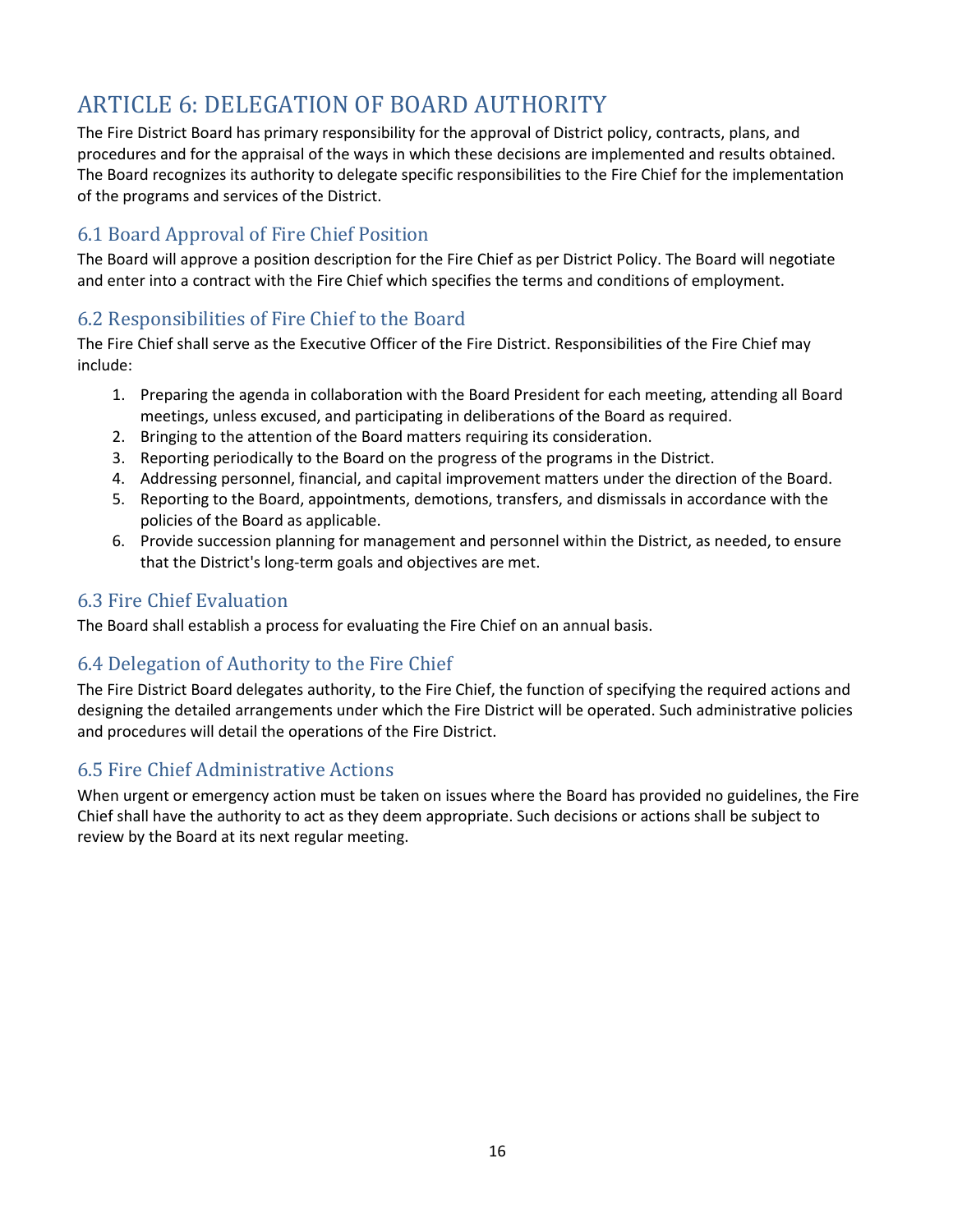# ARTICLE 6: DELEGATION OF BOARD AUTHORITY

The Fire District Board has primary responsibility for the approval of District policy, contracts, plans, and procedures and for the appraisal of the ways in which these decisions are implemented and results obtained. The Board recognizes its authority to delegate specific responsibilities to the Fire Chief for the implementation of the programs and services of the District.

## 6.1 Board Approval of Fire Chief Position

The Board will approve a position description for the Fire Chief as per District Policy. The Board will negotiate and enter into a contract with the Fire Chief which specifies the terms and conditions of employment.

## 6.2 Responsibilities of Fire Chief to the Board

The Fire Chief shall serve as the Executive Officer of the Fire District. Responsibilities of the Fire Chief may include:

1. Preparing the agenda in collaboration with the Board President for each meeting, attending all Board meetings, unless excused, and participating in deliberations of the Board as required.
2. Bringing to the attention of the Board matters requiring its consideration.
3. Reporting periodically to the Board on the progress of the programs in the District.
4. Addressing personnel, financial, and capital improvement matters under the direction of the Board.
5. Reporting to the Board, appointments, demotions, transfers, and dismissals in accordance with the policies of the Board as applicable.
6. Provide succession planning for management and personnel within the District, as needed, to ensure that the District's long-term goals and objectives are met.

## 6.3 Fire Chief Evaluation

The Board shall establish a process for evaluating the Fire Chief on an annual basis.

## 6.4 Delegation of Authority to the Fire Chief

The Fire District Board delegates authority, to the Fire Chief, the function of specifying the required actions and designing the detailed arrangements under which the Fire District will be operated. Such administrative policies and procedures will detail the operations of the Fire District.

## 6.5 Fire Chief Administrative Actions

When urgent or emergency action must be taken on issues where the Board has provided no guidelines, the Fire Chief shall have the authority to act as they deem appropriate. Such decisions or actions shall be subject to review by the Board at its next regular meeting.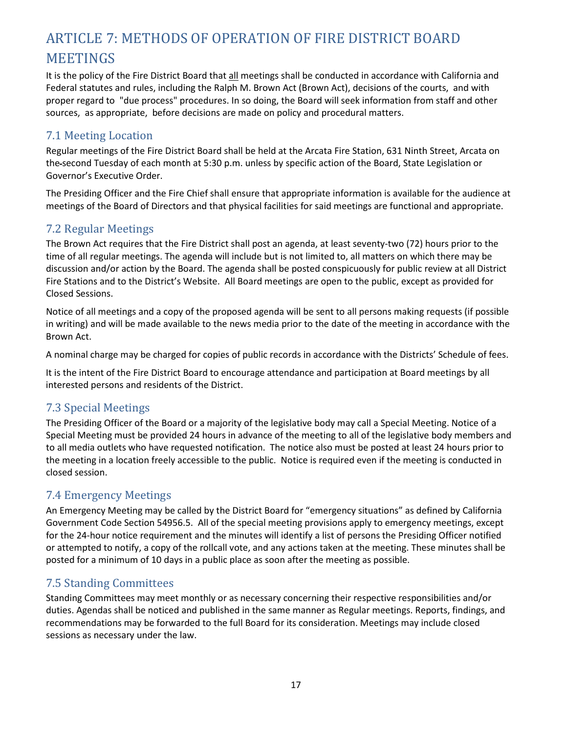# ARTICLE 7: METHODS OF OPERATION OF FIRE DISTRICT BOARD MEETINGS

It is the policy of the Fire District Board that all meetings shall be conducted in accordance with California and Federal statutes and rules, including the Ralph M. Brown Act (Brown Act), decisions of the courts, and with proper regard to "due process" procedures. In so doing, the Board will seek information from staff and other sources, as appropriate, before decisions are made on policy and procedural matters.

## 7.1 Meeting Location

Regular meetings of the Fire District Board shall be held at the Arcata Fire Station, 631 Ninth Street, Arcata on the second Tuesday of each month at 5:30 p.m. unless by specific action of the Board, State Legislation or Governor's Executive Order.

The Presiding Officer and the Fire Chief shall ensure that appropriate information is available for the audience at meetings of the Board of Directors and that physical facilities for said meetings are functional and appropriate.

## 7.2 Regular Meetings

The Brown Act requires that the Fire District shall post an agenda, at least seventy-two (72) hours prior to the time of all regular meetings. The agenda will include but is not limited to, all matters on which there may be discussion and/or action by the Board. The agenda shall be posted conspicuously for public review at all District Fire Stations and to the District's Website. All Board meetings are open to the public, except as provided for Closed Sessions.

Notice of all meetings and a copy of the proposed agenda will be sent to all persons making requests (if possible in writing) and will be made available to the news media prior to the date of the meeting in accordance with the Brown Act.

A nominal charge may be charged for copies of public records in accordance with the Districts' Schedule of fees.

It is the intent of the Fire District Board to encourage attendance and participation at Board meetings by all interested persons and residents of the District.

## 7.3 Special Meetings

The Presiding Officer of the Board or a majority of the legislative body may call a Special Meeting. Notice of a Special Meeting must be provided 24 hours in advance of the meeting to all of the legislative body members and to all media outlets who have requested notification. The notice also must be posted at least 24 hours prior to the meeting in a location freely accessible to the public. Notice is required even if the meeting is conducted in closed session.

## 7.4 Emergency Meetings

An Emergency Meeting may be called by the District Board for "emergency situations" as defined by California Government Code Section 54956.5. All of the special meeting provisions apply to emergency meetings, except for the 24-hour notice requirement and the minutes will identify a list of persons the Presiding Officer notified or attempted to notify, a copy of the rollcall vote, and any actions taken at the meeting. These minutes shall be posted for a minimum of 10 days in a public place as soon after the meeting as possible.

## 7.5 Standing Committees

Standing Committees may meet monthly or as necessary concerning their respective responsibilities and/or duties. Agendas shall be noticed and published in the same manner as Regular meetings. Reports, findings, and recommendations may be forwarded to the full Board for its consideration. Meetings may include closed sessions as necessary under the law.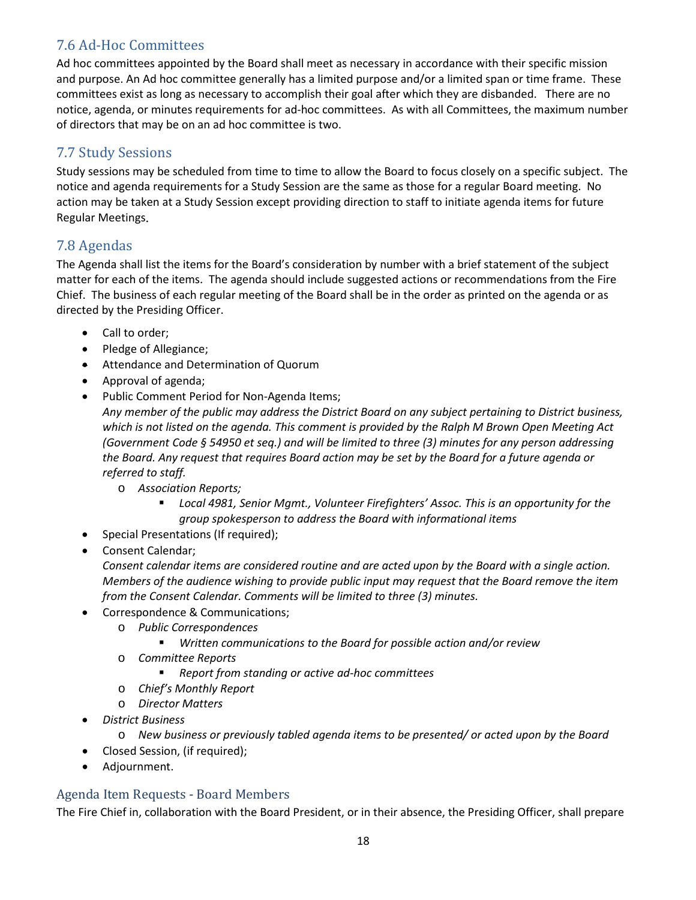## 7.6 Ad-Hoc Committees

Ad hoc committees appointed by the Board shall meet as necessary in accordance with their specific mission and purpose. An Ad hoc committee generally has a limited purpose and/or a limited span or time frame. These committees exist as long as necessary to accomplish their goal after which they are disbanded. There are no notice, agenda, or minutes requirements for ad-hoc committees. As with all Committees, the maximum number of directors that may be on an ad hoc committee is two.

## 7.7 Study Sessions

Study sessions may be scheduled from time to time to allow the Board to focus closely on a specific subject. The notice and agenda requirements for a Study Session are the same as those for a regular Board meeting. No action may be taken at a Study Session except providing direction to staff to initiate agenda items for future Regular Meetings.

## 7.8 Agendas

The Agenda shall list the items for the Board's consideration by number with a brief statement of the subject matter for each of the items. The agenda should include suggested actions or recommendations from the Fire Chief. The business of each regular meeting of the Board shall be in the order as printed on the agenda or as directed by the Presiding Officer.

- Call to order;
- Pledge of Allegiance;
- Attendance and Determination of Quorum
- Approval of agenda;
- Public Comment Period for Non-Agenda Items;
  *Any member of the public may address the District Board on any subject pertaining to District business, which is not listed on the agenda. This comment is provided by the Ralph M Brown Open Meeting Act (Government Code § 54950 et seq.) and will be limited to three (3) minutes for any person addressing the Board. Any request that requires Board action may be set by the Board for a future agenda or referred to staff.*
  - *Association Reports;*
    - *Local 4981, Senior Mgmt., Volunteer Firefighters' Assoc. This is an opportunity for the group spokesperson to address the Board with informational items*
- Special Presentations (If required);
- Consent Calendar;
  *Consent calendar items are considered routine and are acted upon by the Board with a single action. Members of the audience wishing to provide public input may request that the Board remove the item from the Consent Calendar. Comments will be limited to three (3) minutes.*
- Correspondence & Communications;
  - *Public Correspondences*
    - *Written communications to the Board for possible action and/or review*
  - *Committee Reports*
    - *Report from standing or active ad-hoc committees*
  - *Chief's Monthly Report*
  - *Director Matters*
- *District Business*
  - *New business or previously tabled agenda items to be presented/ or acted upon by the Board*
- Closed Session, (if required);
- Adjournment.

### Agenda Item Requests - Board Members

The Fire Chief in, collaboration with the Board President, or in their absence, the Presiding Officer, shall prepare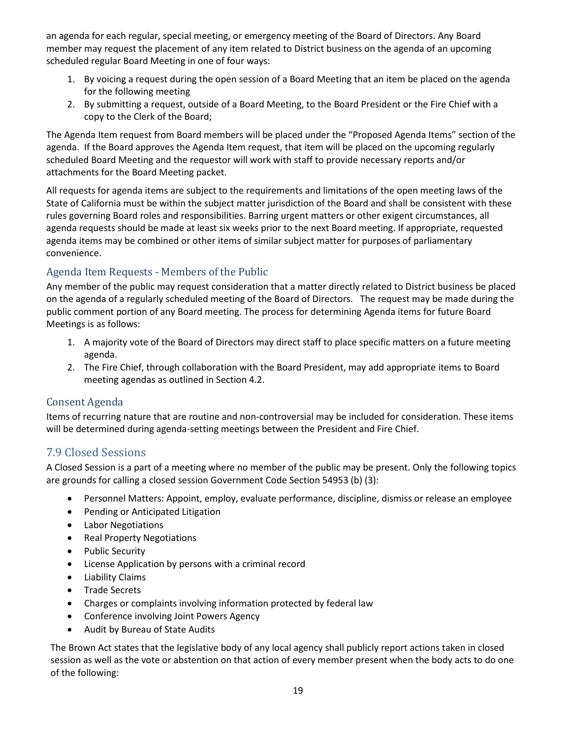an agenda for each regular, special meeting, or emergency meeting of the Board of Directors. Any Board member may request the placement of any item related to District business on the agenda of an upcoming scheduled regular Board Meeting in one of four ways:

1. By voicing a request during the open session of a Board Meeting that an item be placed on the agenda for the following meeting
2. By submitting a request, outside of a Board Meeting, to the Board President or the Fire Chief with a copy to the Clerk of the Board;

The Agenda Item request from Board members will be placed under the "Proposed Agenda Items" section of the agenda. If the Board approves the Agenda Item request, that item will be placed on the upcoming regularly scheduled Board Meeting and the requestor will work with staff to provide necessary reports and/or attachments for the Board Meeting packet.

All requests for agenda items are subject to the requirements and limitations of the open meeting laws of the State of California must be within the subject matter jurisdiction of the Board and shall be consistent with these rules governing Board roles and responsibilities. Barring urgent matters or other exigent circumstances, all agenda requests should be made at least six weeks prior to the next Board meeting. If appropriate, requested agenda items may be combined or other items of similar subject matter for purposes of parliamentary convenience.

### Agenda Item Requests - Members of the Public

Any member of the public may request consideration that a matter directly related to District business be placed on the agenda of a regularly scheduled meeting of the Board of Directors. The request may be made during the public comment portion of any Board meeting. The process for determining Agenda items for future Board Meetings is as follows:

1. A majority vote of the Board of Directors may direct staff to place specific matters on a future meeting agenda.
2. The Fire Chief, through collaboration with the Board President, may add appropriate items to Board meeting agendas as outlined in Section 4.2.

### Consent Agenda

Items of recurring nature that are routine and non-controversial may be included for consideration. These items will be determined during agenda-setting meetings between the President and Fire Chief.

## 7.9 Closed Sessions

A Closed Session is a part of a meeting where no member of the public may be present. Only the following topics are grounds for calling a closed session Government Code Section 54953 (b) (3):

- Personnel Matters: Appoint, employ, evaluate performance, discipline, dismiss or release an employee
- Pending or Anticipated Litigation
- Labor Negotiations
- Real Property Negotiations
- Public Security
- License Application by persons with a criminal record
- Liability Claims
- Trade Secrets
- Charges or complaints involving information protected by federal law
- Conference involving Joint Powers Agency
- Audit by Bureau of State Audits

The Brown Act states that the legislative body of any local agency shall publicly report actions taken in closed session as well as the vote or abstention on that action of every member present when the body acts to do one of the following: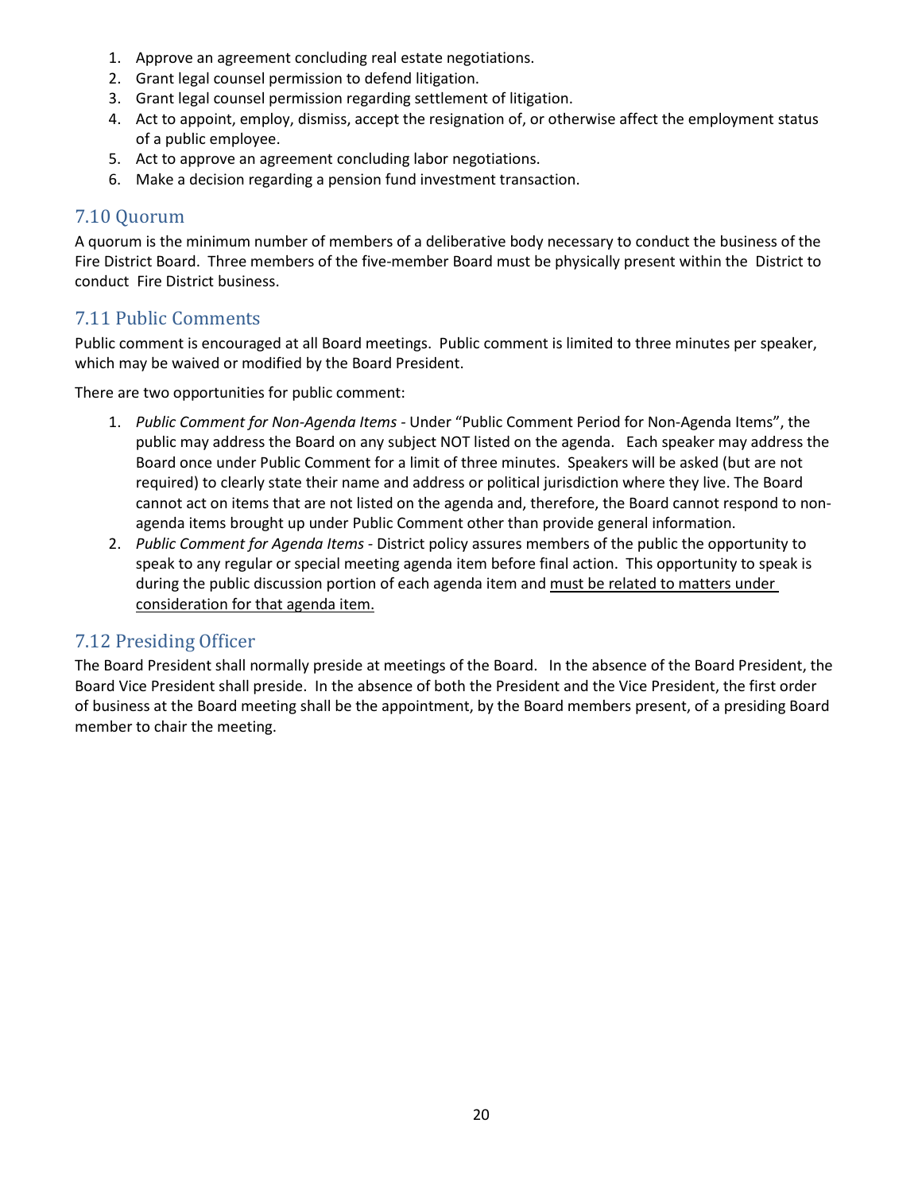1. Approve an agreement concluding real estate negotiations.
2. Grant legal counsel permission to defend litigation.
3. Grant legal counsel permission regarding settlement of litigation.
4. Act to appoint, employ, dismiss, accept the resignation of, or otherwise affect the employment status of a public employee.
5. Act to approve an agreement concluding labor negotiations.
6. Make a decision regarding a pension fund investment transaction.

## 7.10 Quorum

A quorum is the minimum number of members of a deliberative body necessary to conduct the business of the Fire District Board. Three members of the five-member Board must be physically present within the District to conduct Fire District business.

## 7.11 Public Comments

Public comment is encouraged at all Board meetings. Public comment is limited to three minutes per speaker, which may be waived or modified by the Board President.

There are two opportunities for public comment:

1. *Public Comment for Non-Agenda Items* - Under "Public Comment Period for Non-Agenda Items", the public may address the Board on any subject NOT listed on the agenda. Each speaker may address the Board once under Public Comment for a limit of three minutes. Speakers will be asked (but are not required) to clearly state their name and address or political jurisdiction where they live. The Board cannot act on items that are not listed on the agenda and, therefore, the Board cannot respond to non-agenda items brought up under Public Comment other than provide general information.
2. *Public Comment for Agenda Items* - District policy assures members of the public the opportunity to speak to any regular or special meeting agenda item before final action. This opportunity to speak is during the public discussion portion of each agenda item and <u>must be related to matters under consideration for that agenda item.</u>

## 7.12 Presiding Officer

The Board President shall normally preside at meetings of the Board. In the absence of the Board President, the Board Vice President shall preside. In the absence of both the President and the Vice President, the first order of business at the Board meeting shall be the appointment, by the Board members present, of a presiding Board member to chair the meeting.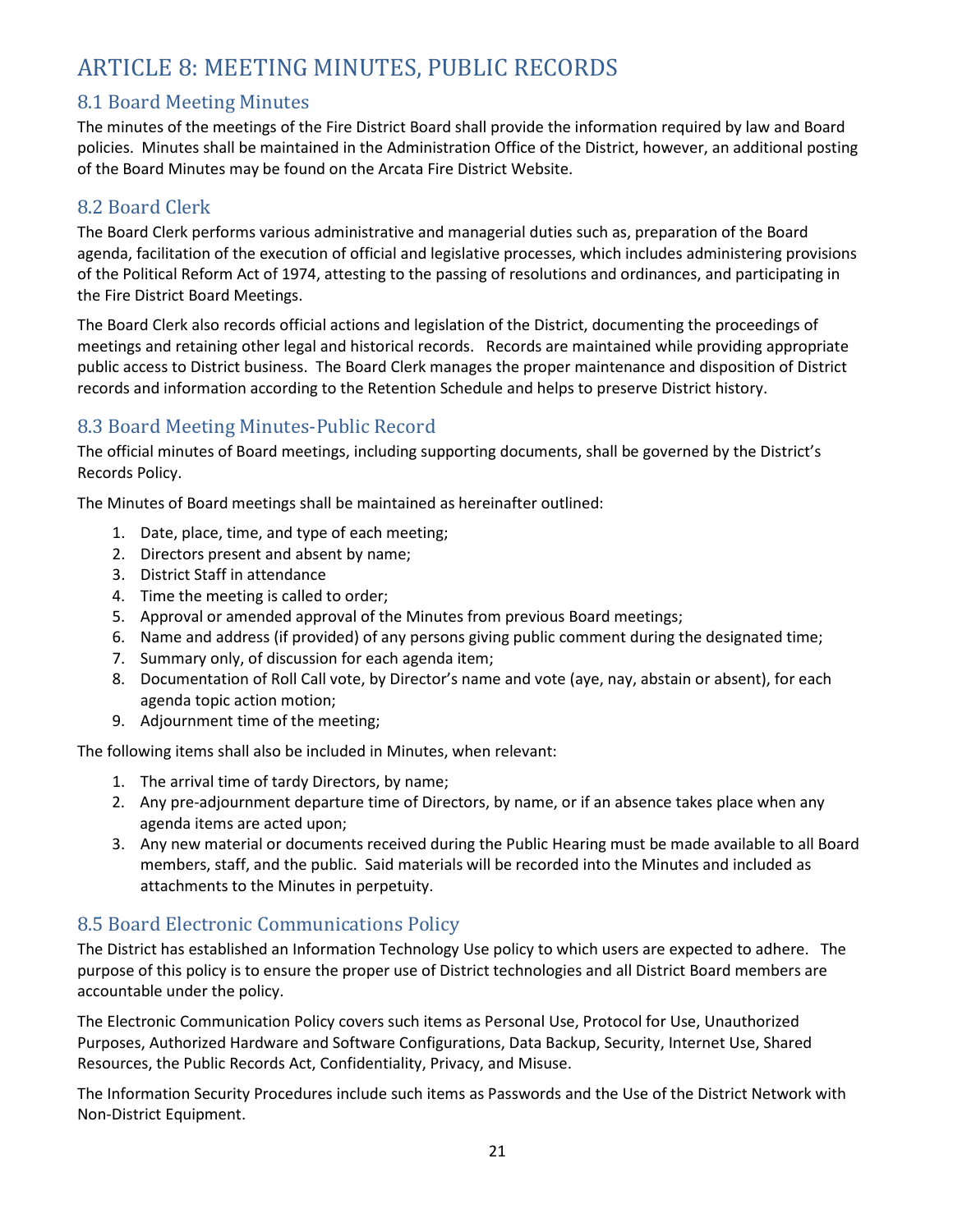# ARTICLE 8: MEETING MINUTES, PUBLIC RECORDS

## 8.1 Board Meeting Minutes

The minutes of the meetings of the Fire District Board shall provide the information required by law and Board policies. Minutes shall be maintained in the Administration Office of the District, however, an additional posting of the Board Minutes may be found on the Arcata Fire District Website.

## 8.2 Board Clerk

The Board Clerk performs various administrative and managerial duties such as, preparation of the Board agenda, facilitation of the execution of official and legislative processes, which includes administering provisions of the Political Reform Act of 1974, attesting to the passing of resolutions and ordinances, and participating in the Fire District Board Meetings.

The Board Clerk also records official actions and legislation of the District, documenting the proceedings of meetings and retaining other legal and historical records. Records are maintained while providing appropriate public access to District business. The Board Clerk manages the proper maintenance and disposition of District records and information according to the Retention Schedule and helps to preserve District history.

## 8.3 Board Meeting Minutes-Public Record

The official minutes of Board meetings, including supporting documents, shall be governed by the District's Records Policy.

The Minutes of Board meetings shall be maintained as hereinafter outlined:

1. Date, place, time, and type of each meeting;
2. Directors present and absent by name;
3. District Staff in attendance
4. Time the meeting is called to order;
5. Approval or amended approval of the Minutes from previous Board meetings;
6. Name and address (if provided) of any persons giving public comment during the designated time;
7. Summary only, of discussion for each agenda item;
8. Documentation of Roll Call vote, by Director's name and vote (aye, nay, abstain or absent), for each agenda topic action motion;
9. Adjournment time of the meeting;

The following items shall also be included in Minutes, when relevant:

1. The arrival time of tardy Directors, by name;
2. Any pre-adjournment departure time of Directors, by name, or if an absence takes place when any agenda items are acted upon;
3. Any new material or documents received during the Public Hearing must be made available to all Board members, staff, and the public. Said materials will be recorded into the Minutes and included as attachments to the Minutes in perpetuity.

## 8.5 Board Electronic Communications Policy

The District has established an Information Technology Use policy to which users are expected to adhere. The purpose of this policy is to ensure the proper use of District technologies and all District Board members are accountable under the policy.

The Electronic Communication Policy covers such items as Personal Use, Protocol for Use, Unauthorized Purposes, Authorized Hardware and Software Configurations, Data Backup, Security, Internet Use, Shared Resources, the Public Records Act, Confidentiality, Privacy, and Misuse.

The Information Security Procedures include such items as Passwords and the Use of the District Network with Non-District Equipment.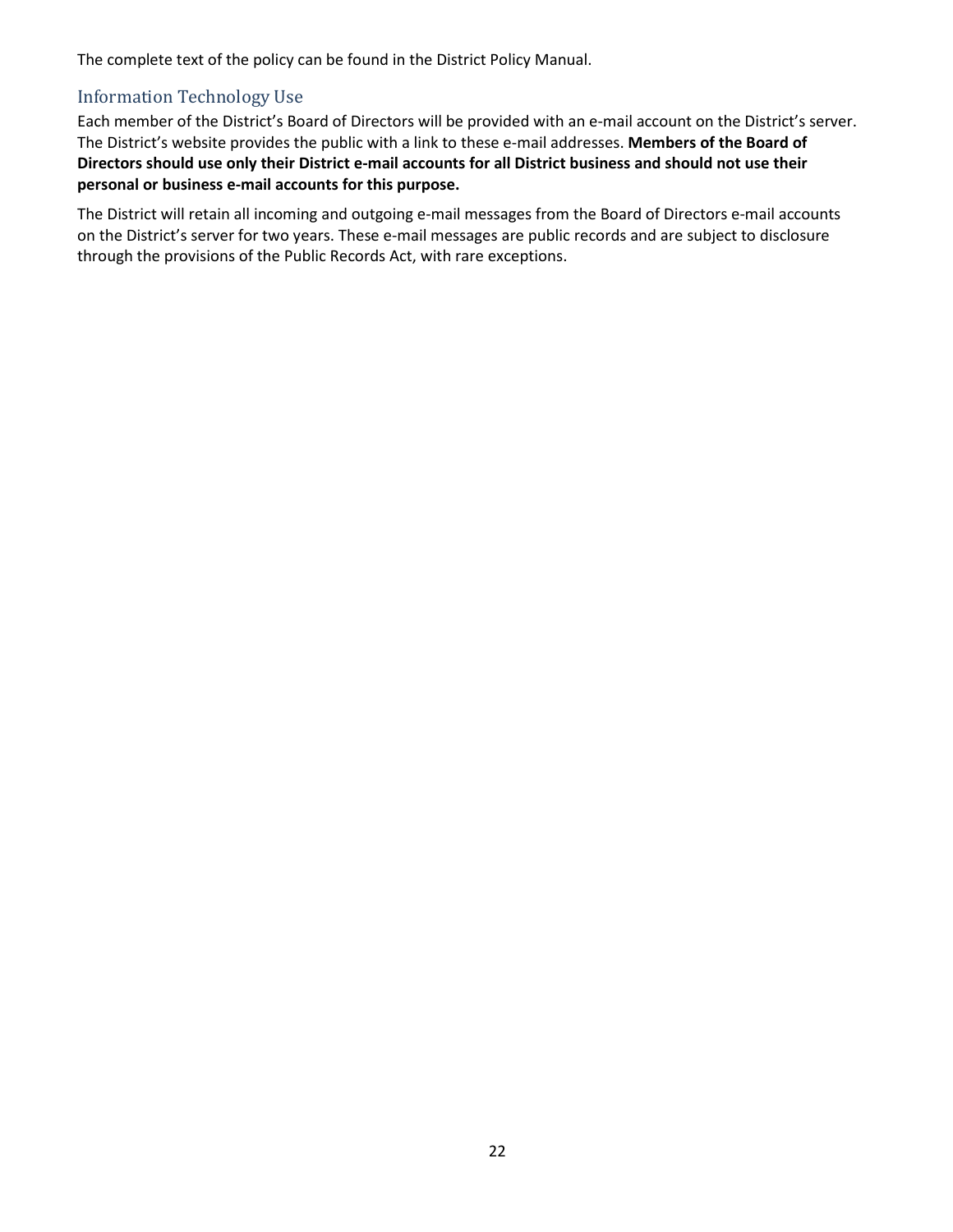The complete text of the policy can be found in the District Policy Manual.

## Information Technology Use

Each member of the District's Board of Directors will be provided with an e-mail account on the District's server. The District's website provides the public with a link to these e-mail addresses. **Members of the Board of Directors should use only their District e-mail accounts for all District business and should not use their personal or business e-mail accounts for this purpose.**

The District will retain all incoming and outgoing e-mail messages from the Board of Directors e-mail accounts on the District's server for two years. These e-mail messages are public records and are subject to disclosure through the provisions of the Public Records Act, with rare exceptions.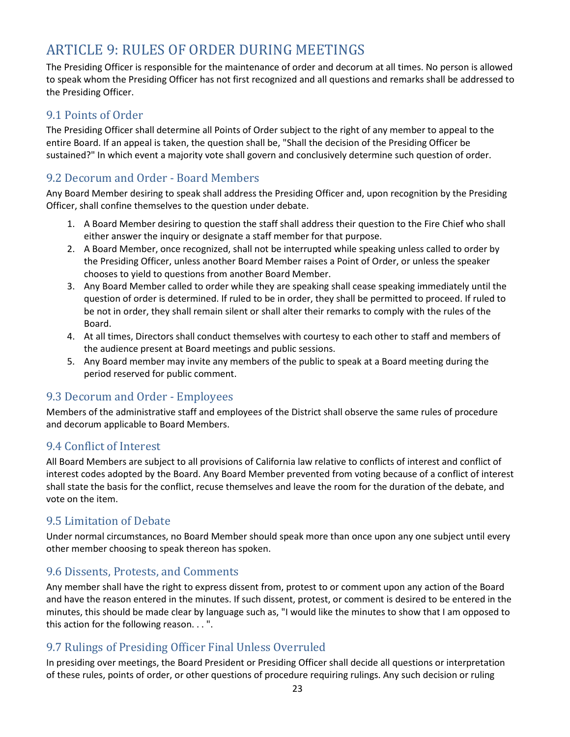# ARTICLE 9: RULES OF ORDER DURING MEETINGS

The Presiding Officer is responsible for the maintenance of order and decorum at all times. No person is allowed to speak whom the Presiding Officer has not first recognized and all questions and remarks shall be addressed to the Presiding Officer.

## 9.1 Points of Order

The Presiding Officer shall determine all Points of Order subject to the right of any member to appeal to the entire Board. If an appeal is taken, the question shall be, "Shall the decision of the Presiding Officer be sustained?" In which event a majority vote shall govern and conclusively determine such question of order.

## 9.2 Decorum and Order - Board Members

Any Board Member desiring to speak shall address the Presiding Officer and, upon recognition by the Presiding Officer, shall confine themselves to the question under debate.

1. A Board Member desiring to question the staff shall address their question to the Fire Chief who shall either answer the inquiry or designate a staff member for that purpose.
2. A Board Member, once recognized, shall not be interrupted while speaking unless called to order by the Presiding Officer, unless another Board Member raises a Point of Order, or unless the speaker chooses to yield to questions from another Board Member.
3. Any Board Member called to order while they are speaking shall cease speaking immediately until the question of order is determined. If ruled to be in order, they shall be permitted to proceed. If ruled to be not in order, they shall remain silent or shall alter their remarks to comply with the rules of the Board.
4. At all times, Directors shall conduct themselves with courtesy to each other to staff and members of the audience present at Board meetings and public sessions.
5. Any Board member may invite any members of the public to speak at a Board meeting during the period reserved for public comment.

## 9.3 Decorum and Order - Employees

Members of the administrative staff and employees of the District shall observe the same rules of procedure and decorum applicable to Board Members.

## 9.4 Conflict of Interest

All Board Members are subject to all provisions of California law relative to conflicts of interest and conflict of interest codes adopted by the Board. Any Board Member prevented from voting because of a conflict of interest shall state the basis for the conflict, recuse themselves and leave the room for the duration of the debate, and vote on the item.

## 9.5 Limitation of Debate

Under normal circumstances, no Board Member should speak more than once upon any one subject until every other member choosing to speak thereon has spoken.

## 9.6 Dissents, Protests, and Comments

Any member shall have the right to express dissent from, protest to or comment upon any action of the Board and have the reason entered in the minutes. If such dissent, protest, or comment is desired to be entered in the minutes, this should be made clear by language such as, "I would like the minutes to show that I am opposed to this action for the following reason. . . ".

## 9.7 Rulings of Presiding Officer Final Unless Overruled

In presiding over meetings, the Board President or Presiding Officer shall decide all questions or interpretation of these rules, points of order, or other questions of procedure requiring rulings. Any such decision or ruling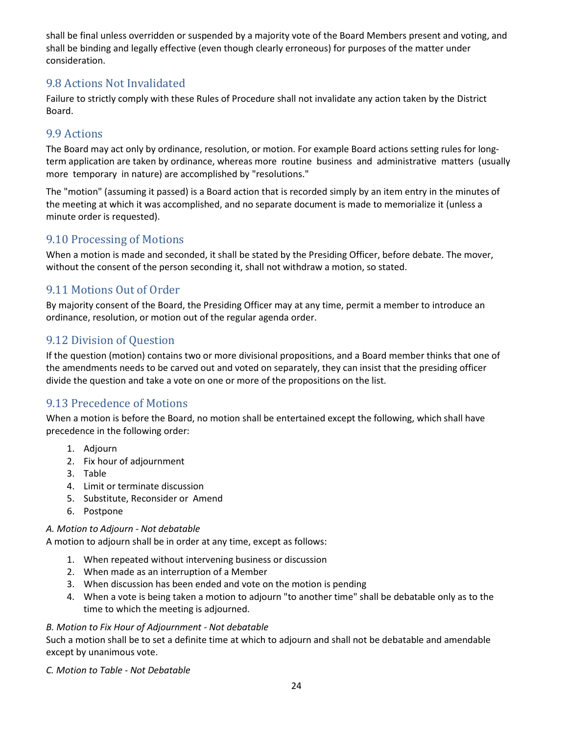shall be final unless overridden or suspended by a majority vote of the Board Members present and voting, and shall be binding and legally effective (even though clearly erroneous) for purposes of the matter under consideration.

## 9.8 Actions Not Invalidated

Failure to strictly comply with these Rules of Procedure shall not invalidate any action taken by the District Board.

## 9.9 Actions

The Board may act only by ordinance, resolution, or motion. For example Board actions setting rules for long-term application are taken by ordinance, whereas more routine business and administrative matters (usually more temporary in nature) are accomplished by "resolutions."

The "motion" (assuming it passed) is a Board action that is recorded simply by an item entry in the minutes of the meeting at which it was accomplished, and no separate document is made to memorialize it (unless a minute order is requested).

## 9.10 Processing of Motions

When a motion is made and seconded, it shall be stated by the Presiding Officer, before debate. The mover, without the consent of the person seconding it, shall not withdraw a motion, so stated.

## 9.11 Motions Out of Order

By majority consent of the Board, the Presiding Officer may at any time, permit a member to introduce an ordinance, resolution, or motion out of the regular agenda order.

## 9.12 Division of Question

If the question (motion) contains two or more divisional propositions, and a Board member thinks that one of the amendments needs to be carved out and voted on separately, they can insist that the presiding officer divide the question and take a vote on one or more of the propositions on the list.

## 9.13 Precedence of Motions

When a motion is before the Board, no motion shall be entertained except the following, which shall have precedence in the following order:

1. Adjourn
2. Fix hour of adjournment
3. Table
4. Limit or terminate discussion
5. Substitute, Reconsider or Amend
6. Postpone

*A. Motion to Adjourn - Not debatable*
A motion to adjourn shall be in order at any time, except as follows:

1. When repeated without intervening business or discussion
2. When made as an interruption of a Member
3. When discussion has been ended and vote on the motion is pending
4. When a vote is being taken a motion to adjourn "to another time" shall be debatable only as to the time to which the meeting is adjourned.

*B. Motion to Fix Hour of Adjournment - Not debatable*
Such a motion shall be to set a definite time at which to adjourn and shall not be debatable and amendable except by unanimous vote.

*C. Motion to Table - Not Debatable*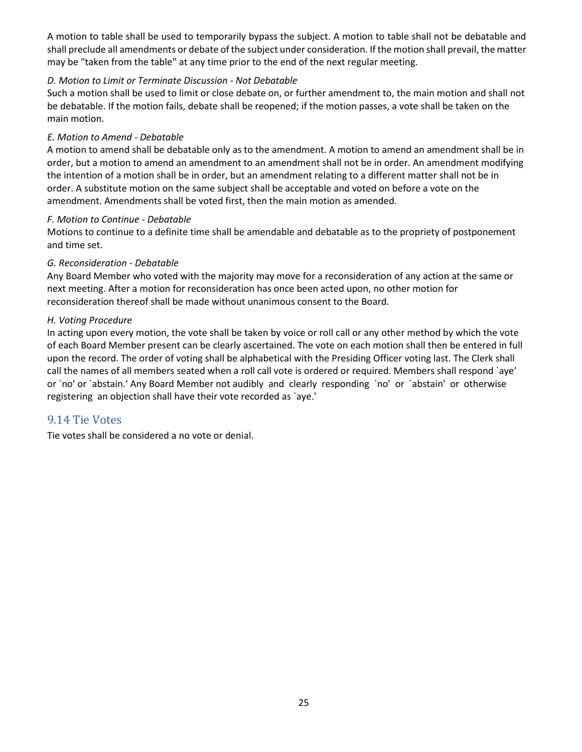A motion to table shall be used to temporarily bypass the subject. A motion to table shall not be debatable and shall preclude all amendments or debate of the subject under consideration. If the motion shall prevail, the matter may be "taken from the table" at any time prior to the end of the next regular meeting.

*D. Motion to Limit or Terminate Discussion - Not Debatable*

Such a motion shall be used to limit or close debate on, or further amendment to, the main motion and shall not be debatable. If the motion fails, debate shall be reopened; if the motion passes, a vote shall be taken on the main motion.

*E. Motion to Amend - Debatable*

A motion to amend shall be debatable only as to the amendment. A motion to amend an amendment shall be in order, but a motion to amend an amendment to an amendment shall not be in order. An amendment modifying the intention of a motion shall be in order, but an amendment relating to a different matter shall not be in order. A substitute motion on the same subject shall be acceptable and voted on before a vote on the amendment. Amendments shall be voted first, then the main motion as amended.

*F. Motion to Continue - Debatable*

Motions to continue to a definite time shall be amendable and debatable as to the propriety of postponement and time set.

*G. Reconsideration - Debatable*

Any Board Member who voted with the majority may move for a reconsideration of any action at the same or next meeting. After a motion for reconsideration has once been acted upon, no other motion for reconsideration thereof shall be made without unanimous consent to the Board.

*H. Voting Procedure*

In acting upon every motion, the vote shall be taken by voice or roll call or any other method by which the vote of each Board Member present can be clearly ascertained. The vote on each motion shall then be entered in full upon the record. The order of voting shall be alphabetical with the Presiding Officer voting last. The Clerk shall call the names of all members seated when a roll call vote is ordered or required. Members shall respond `aye' or `no' or `abstain.' Any Board Member not audibly and clearly responding `no' or `abstain' or otherwise registering an objection shall have their vote recorded as `aye.'

## 9.14 Tie Votes

Tie votes shall be considered a no vote or denial.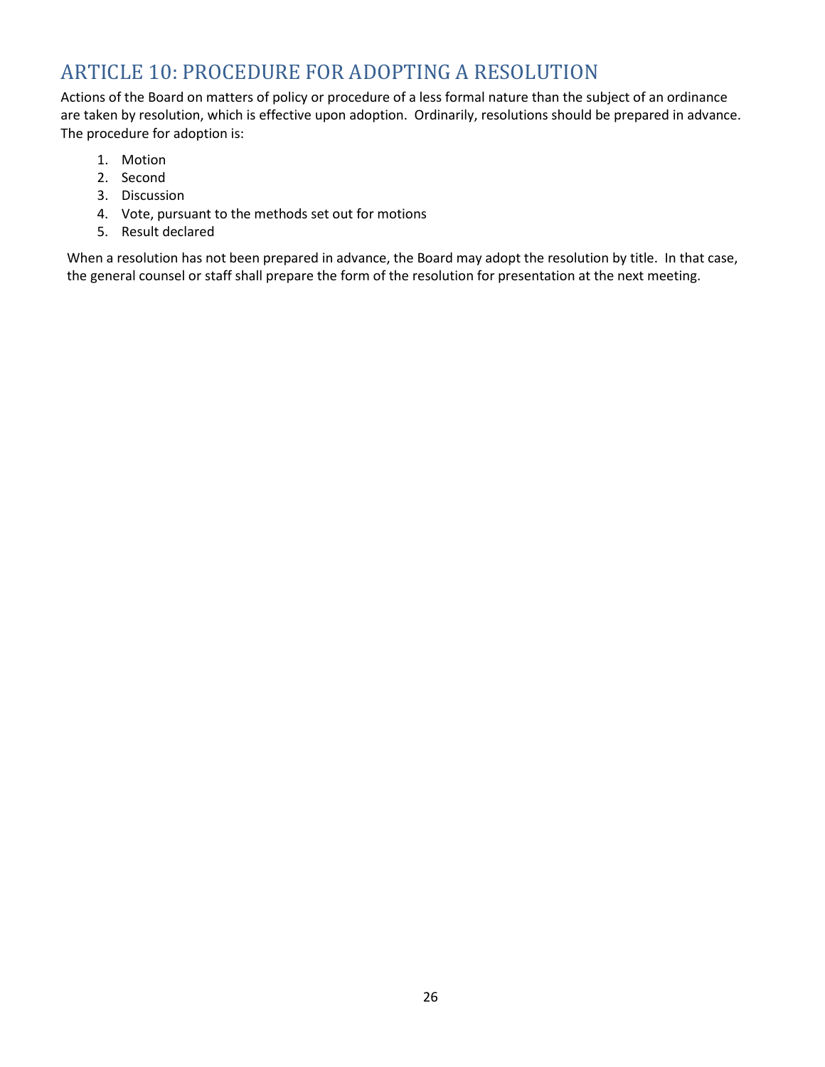## ARTICLE 10: PROCEDURE FOR ADOPTING A RESOLUTION

Actions of the Board on matters of policy or procedure of a less formal nature than the subject of an ordinance are taken by resolution, which is effective upon adoption. Ordinarily, resolutions should be prepared in advance. The procedure for adoption is:

1. Motion
2. Second
3. Discussion
4. Vote, pursuant to the methods set out for motions
5. Result declared

When a resolution has not been prepared in advance, the Board may adopt the resolution by title. In that case, the general counsel or staff shall prepare the form of the resolution for presentation at the next meeting.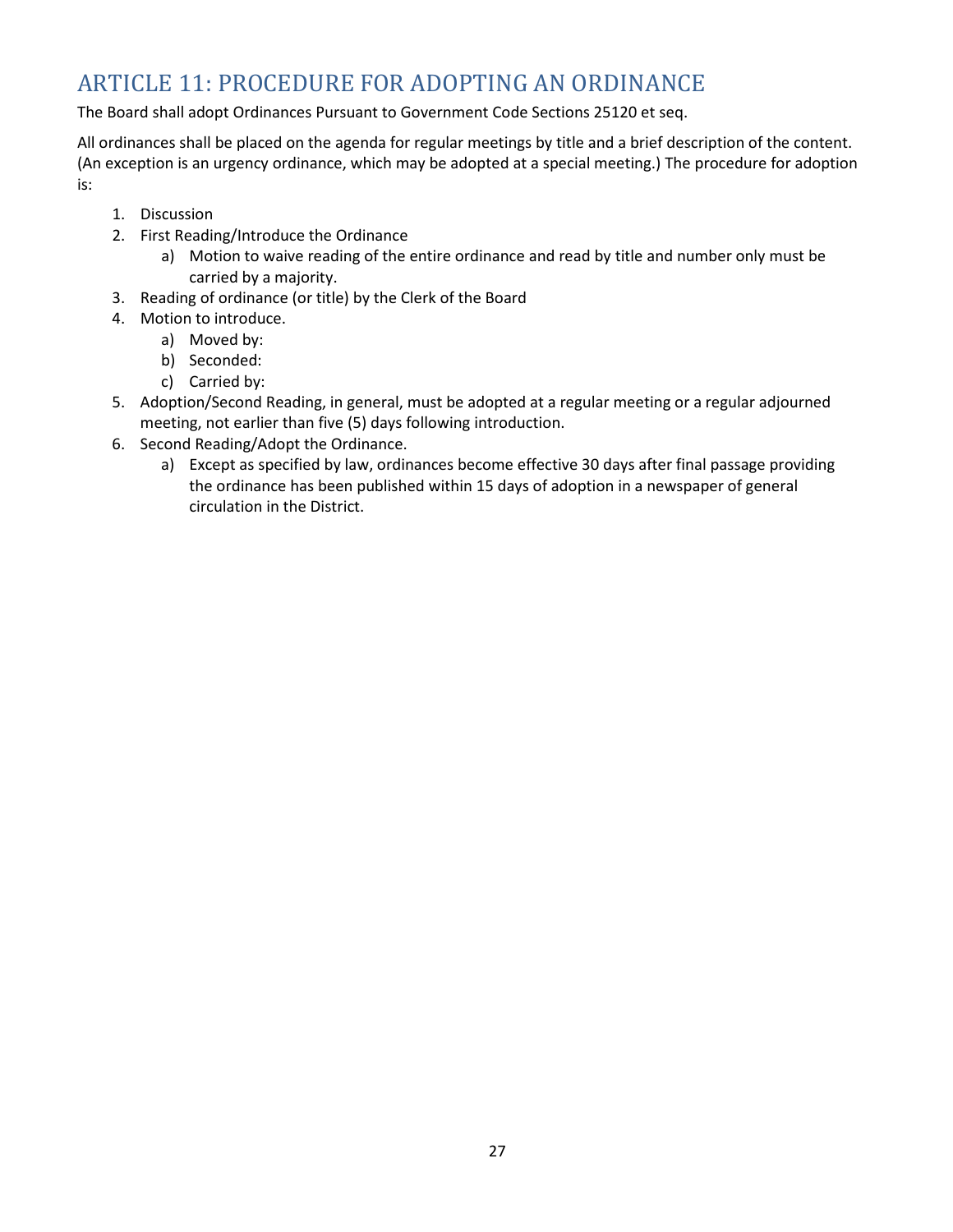# ARTICLE 11: PROCEDURE FOR ADOPTING AN ORDINANCE

The Board shall adopt Ordinances Pursuant to Government Code Sections 25120 et seq.

All ordinances shall be placed on the agenda for regular meetings by title and a brief description of the content. (An exception is an urgency ordinance, which may be adopted at a special meeting.) The procedure for adoption is:

1. Discussion
2. First Reading/Introduce the Ordinance
    a) Motion to waive reading of the entire ordinance and read by title and number only must be carried by a majority.
3. Reading of ordinance (or title) by the Clerk of the Board
4. Motion to introduce.
    a) Moved by:
    b) Seconded:
    c) Carried by:
5. Adoption/Second Reading, in general, must be adopted at a regular meeting or a regular adjourned meeting, not earlier than five (5) days following introduction.
6. Second Reading/Adopt the Ordinance.
    a) Except as specified by law, ordinances become effective 30 days after final passage providing the ordinance has been published within 15 days of adoption in a newspaper of general circulation in the District.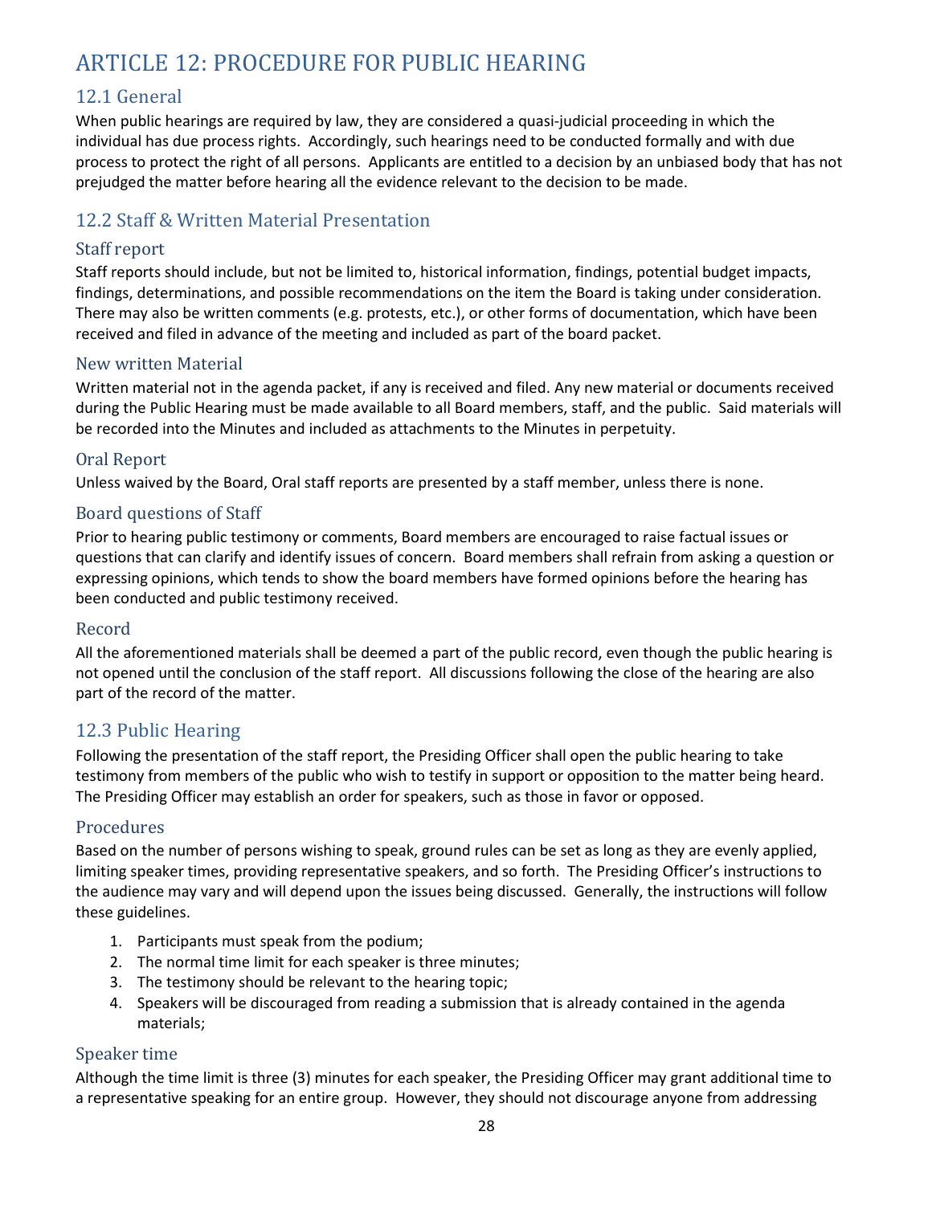# ARTICLE 12: PROCEDURE FOR PUBLIC HEARING

## 12.1 General

When public hearings are required by law, they are considered a quasi-judicial proceeding in which the individual has due process rights. Accordingly, such hearings need to be conducted formally and with due process to protect the right of all persons. Applicants are entitled to a decision by an unbiased body that has not prejudged the matter before hearing all the evidence relevant to the decision to be made.

## 12.2 Staff & Written Material Presentation

### Staff report

Staff reports should include, but not be limited to, historical information, findings, potential budget impacts, findings, determinations, and possible recommendations on the item the Board is taking under consideration. There may also be written comments (e.g. protests, etc.), or other forms of documentation, which have been received and filed in advance of the meeting and included as part of the board packet.

### New written Material

Written material not in the agenda packet, if any is received and filed. Any new material or documents received during the Public Hearing must be made available to all Board members, staff, and the public. Said materials will be recorded into the Minutes and included as attachments to the Minutes in perpetuity.

### Oral Report

Unless waived by the Board, Oral staff reports are presented by a staff member, unless there is none.

### Board questions of Staff

Prior to hearing public testimony or comments, Board members are encouraged to raise factual issues or questions that can clarify and identify issues of concern. Board members shall refrain from asking a question or expressing opinions, which tends to show the board members have formed opinions before the hearing has been conducted and public testimony received.

### Record

All the aforementioned materials shall be deemed a part of the public record, even though the public hearing is not opened until the conclusion of the staff report. All discussions following the close of the hearing are also part of the record of the matter.

## 12.3 Public Hearing

Following the presentation of the staff report, the Presiding Officer shall open the public hearing to take testimony from members of the public who wish to testify in support or opposition to the matter being heard. The Presiding Officer may establish an order for speakers, such as those in favor or opposed.

### Procedures

Based on the number of persons wishing to speak, ground rules can be set as long as they are evenly applied, limiting speaker times, providing representative speakers, and so forth. The Presiding Officer's instructions to the audience may vary and will depend upon the issues being discussed. Generally, the instructions will follow these guidelines.

1. Participants must speak from the podium;
2. The normal time limit for each speaker is three minutes;
3. The testimony should be relevant to the hearing topic;
4. Speakers will be discouraged from reading a submission that is already contained in the agenda materials;

### Speaker time

Although the time limit is three (3) minutes for each speaker, the Presiding Officer may grant additional time to a representative speaking for an entire group. However, they should not discourage anyone from addressing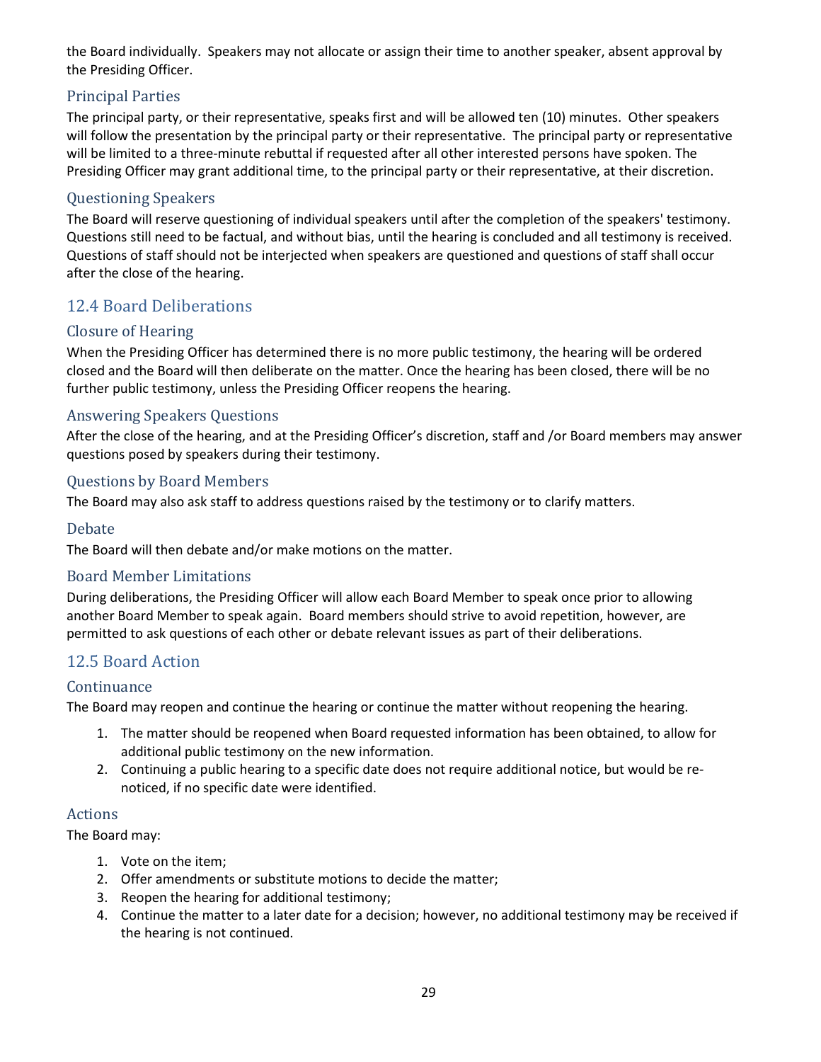the Board individually. Speakers may not allocate or assign their time to another speaker, absent approval by the Presiding Officer.

### Principal Parties

The principal party, or their representative, speaks first and will be allowed ten (10) minutes. Other speakers will follow the presentation by the principal party or their representative. The principal party or representative will be limited to a three-minute rebuttal if requested after all other interested persons have spoken. The Presiding Officer may grant additional time, to the principal party or their representative, at their discretion.

### Questioning Speakers

The Board will reserve questioning of individual speakers until after the completion of the speakers' testimony. Questions still need to be factual, and without bias, until the hearing is concluded and all testimony is received. Questions of staff should not be interjected when speakers are questioned and questions of staff shall occur after the close of the hearing.

## 12.4 Board Deliberations

### Closure of Hearing

When the Presiding Officer has determined there is no more public testimony, the hearing will be ordered closed and the Board will then deliberate on the matter. Once the hearing has been closed, there will be no further public testimony, unless the Presiding Officer reopens the hearing.

### Answering Speakers Questions

After the close of the hearing, and at the Presiding Officer's discretion, staff and /or Board members may answer questions posed by speakers during their testimony.

### Questions by Board Members

The Board may also ask staff to address questions raised by the testimony or to clarify matters.

### Debate

The Board will then debate and/or make motions on the matter.

### Board Member Limitations

During deliberations, the Presiding Officer will allow each Board Member to speak once prior to allowing another Board Member to speak again. Board members should strive to avoid repetition, however, are permitted to ask questions of each other or debate relevant issues as part of their deliberations.

## 12.5 Board Action

### Continuance

The Board may reopen and continue the hearing or continue the matter without reopening the hearing.

1. The matter should be reopened when Board requested information has been obtained, to allow for additional public testimony on the new information.
2. Continuing a public hearing to a specific date does not require additional notice, but would be re-noticed, if no specific date were identified.

### Actions

The Board may:

1. Vote on the item;
2. Offer amendments or substitute motions to decide the matter;
3. Reopen the hearing for additional testimony;
4. Continue the matter to a later date for a decision; however, no additional testimony may be received if the hearing is not continued.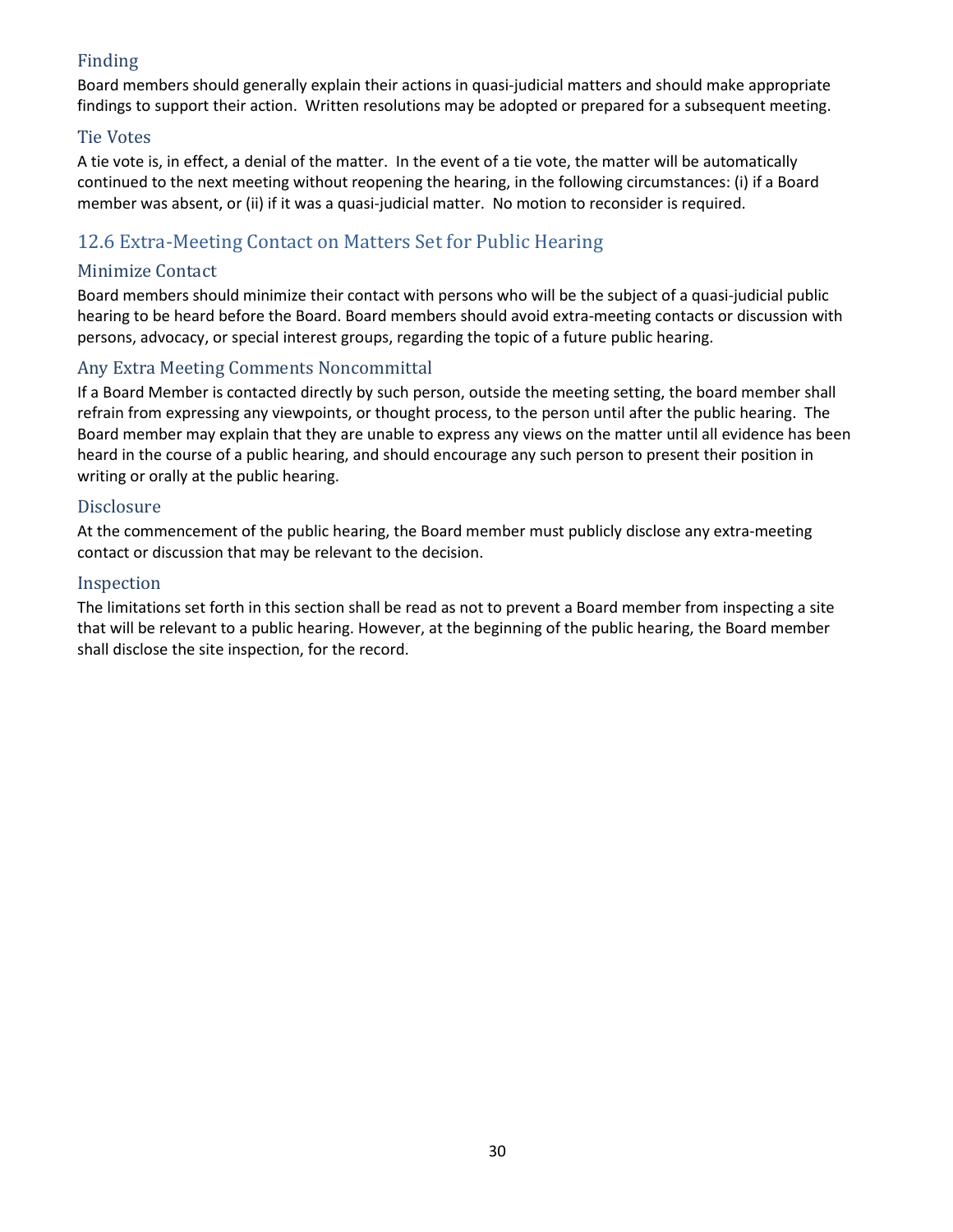### Finding

Board members should generally explain their actions in quasi-judicial matters and should make appropriate findings to support their action. Written resolutions may be adopted or prepared for a subsequent meeting.

### Tie Votes

A tie vote is, in effect, a denial of the matter. In the event of a tie vote, the matter will be automatically continued to the next meeting without reopening the hearing, in the following circumstances: (i) if a Board member was absent, or (ii) if it was a quasi-judicial matter. No motion to reconsider is required.

## 12.6 Extra-Meeting Contact on Matters Set for Public Hearing

### Minimize Contact

Board members should minimize their contact with persons who will be the subject of a quasi-judicial public hearing to be heard before the Board. Board members should avoid extra-meeting contacts or discussion with persons, advocacy, or special interest groups, regarding the topic of a future public hearing.

### Any Extra Meeting Comments Noncommittal

If a Board Member is contacted directly by such person, outside the meeting setting, the board member shall refrain from expressing any viewpoints, or thought process, to the person until after the public hearing. The Board member may explain that they are unable to express any views on the matter until all evidence has been heard in the course of a public hearing, and should encourage any such person to present their position in writing or orally at the public hearing.

### Disclosure

At the commencement of the public hearing, the Board member must publicly disclose any extra-meeting contact or discussion that may be relevant to the decision.

### Inspection

The limitations set forth in this section shall be read as not to prevent a Board member from inspecting a site that will be relevant to a public hearing. However, at the beginning of the public hearing, the Board member shall disclose the site inspection, for the record.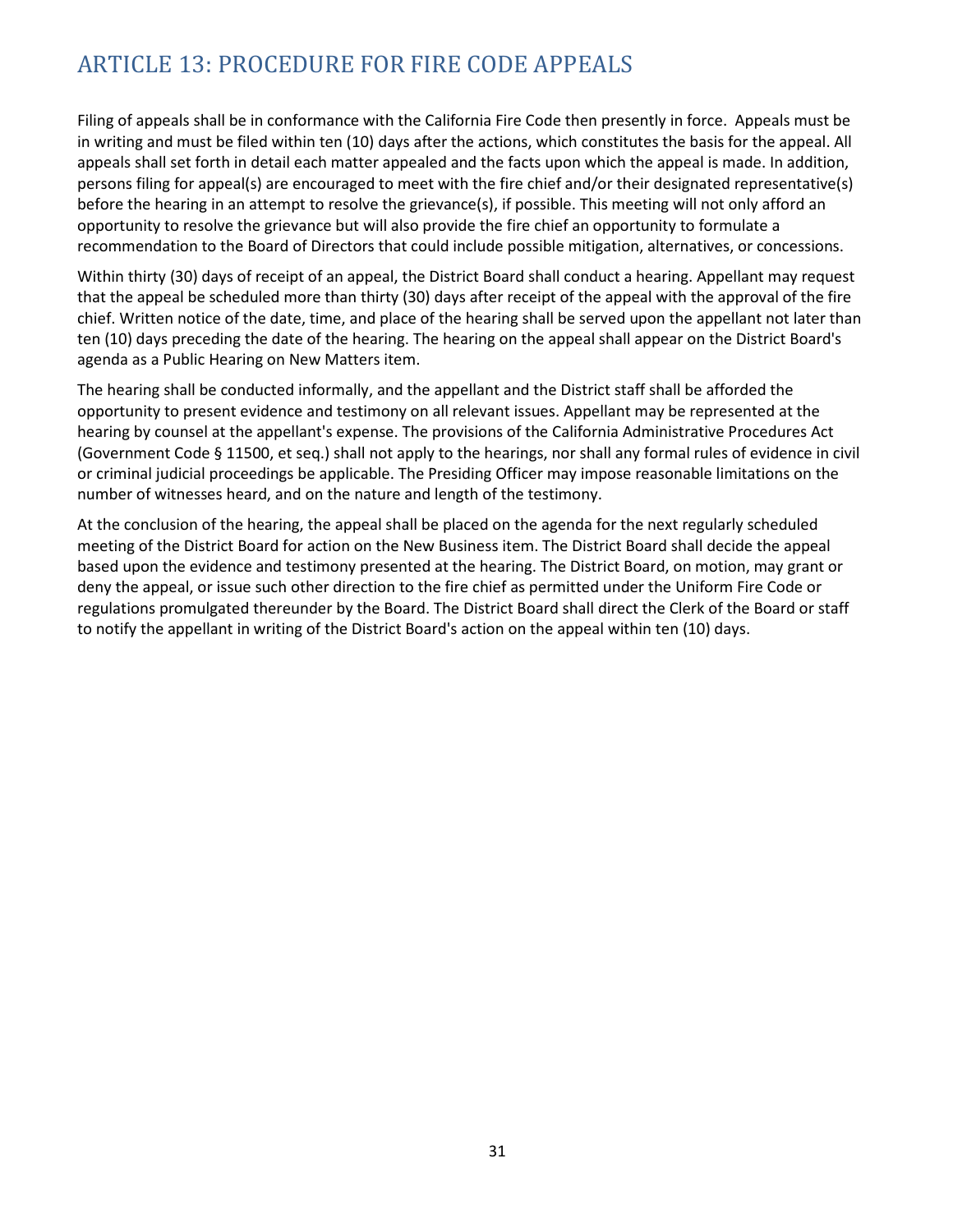# ARTICLE 13: PROCEDURE FOR FIRE CODE APPEALS

Filing of appeals shall be in conformance with the California Fire Code then presently in force. Appeals must be in writing and must be filed within ten (10) days after the actions, which constitutes the basis for the appeal. All appeals shall set forth in detail each matter appealed and the facts upon which the appeal is made. In addition, persons filing for appeal(s) are encouraged to meet with the fire chief and/or their designated representative(s) before the hearing in an attempt to resolve the grievance(s), if possible. This meeting will not only afford an opportunity to resolve the grievance but will also provide the fire chief an opportunity to formulate a recommendation to the Board of Directors that could include possible mitigation, alternatives, or concessions.

Within thirty (30) days of receipt of an appeal, the District Board shall conduct a hearing. Appellant may request that the appeal be scheduled more than thirty (30) days after receipt of the appeal with the approval of the fire chief. Written notice of the date, time, and place of the hearing shall be served upon the appellant not later than ten (10) days preceding the date of the hearing. The hearing on the appeal shall appear on the District Board's agenda as a Public Hearing on New Matters item.

The hearing shall be conducted informally, and the appellant and the District staff shall be afforded the opportunity to present evidence and testimony on all relevant issues. Appellant may be represented at the hearing by counsel at the appellant's expense. The provisions of the California Administrative Procedures Act (Government Code § 11500, et seq.) shall not apply to the hearings, nor shall any formal rules of evidence in civil or criminal judicial proceedings be applicable. The Presiding Officer may impose reasonable limitations on the number of witnesses heard, and on the nature and length of the testimony.

At the conclusion of the hearing, the appeal shall be placed on the agenda for the next regularly scheduled meeting of the District Board for action on the New Business item. The District Board shall decide the appeal based upon the evidence and testimony presented at the hearing. The District Board, on motion, may grant or deny the appeal, or issue such other direction to the fire chief as permitted under the Uniform Fire Code or regulations promulgated thereunder by the Board. The District Board shall direct the Clerk of the Board or staff to notify the appellant in writing of the District Board's action on the appeal within ten (10) days.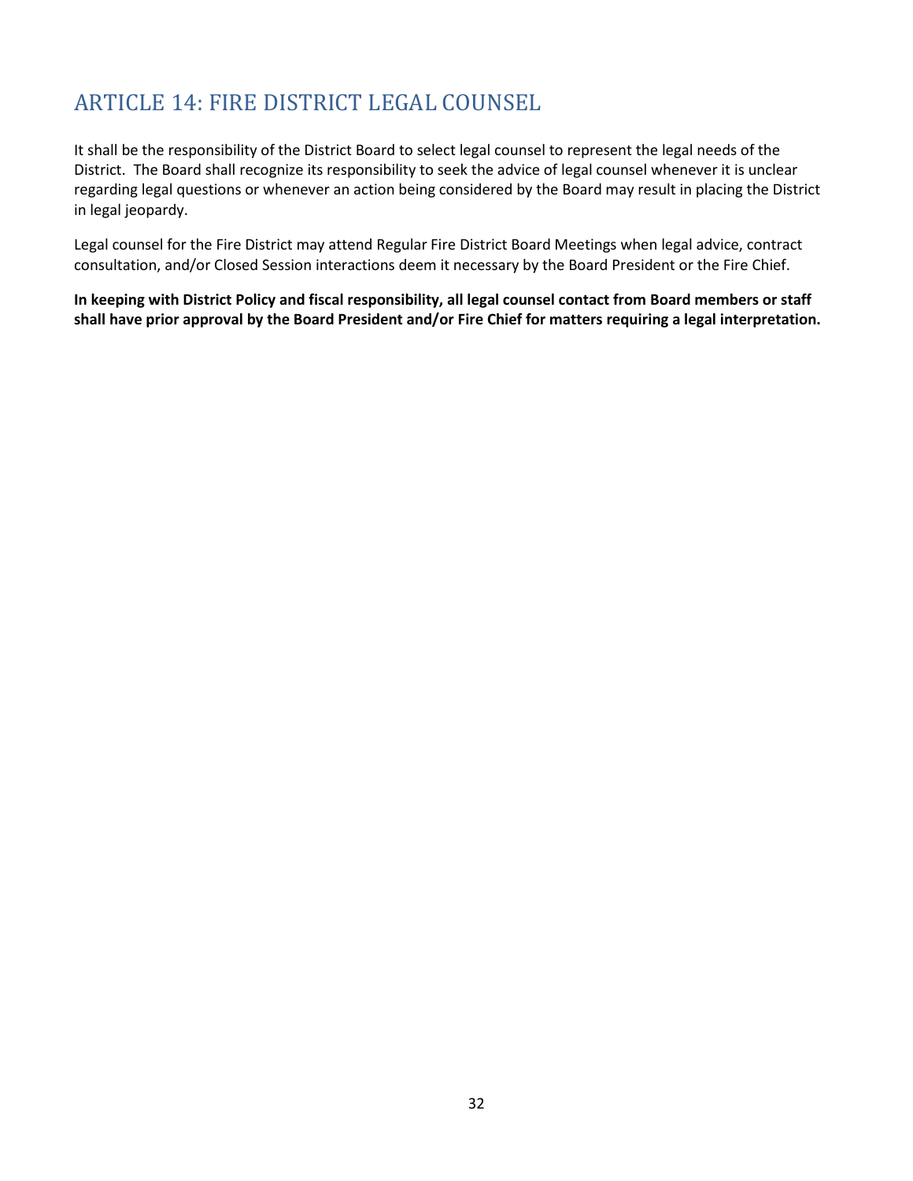# ARTICLE 14: FIRE DISTRICT LEGAL COUNSEL

It shall be the responsibility of the District Board to select legal counsel to represent the legal needs of the District. The Board shall recognize its responsibility to seek the advice of legal counsel whenever it is unclear regarding legal questions or whenever an action being considered by the Board may result in placing the District in legal jeopardy.

Legal counsel for the Fire District may attend Regular Fire District Board Meetings when legal advice, contract consultation, and/or Closed Session interactions deem it necessary by the Board President or the Fire Chief.

**In keeping with District Policy and fiscal responsibility, all legal counsel contact from Board members or staff shall have prior approval by the Board President and/or Fire Chief for matters requiring a legal interpretation.**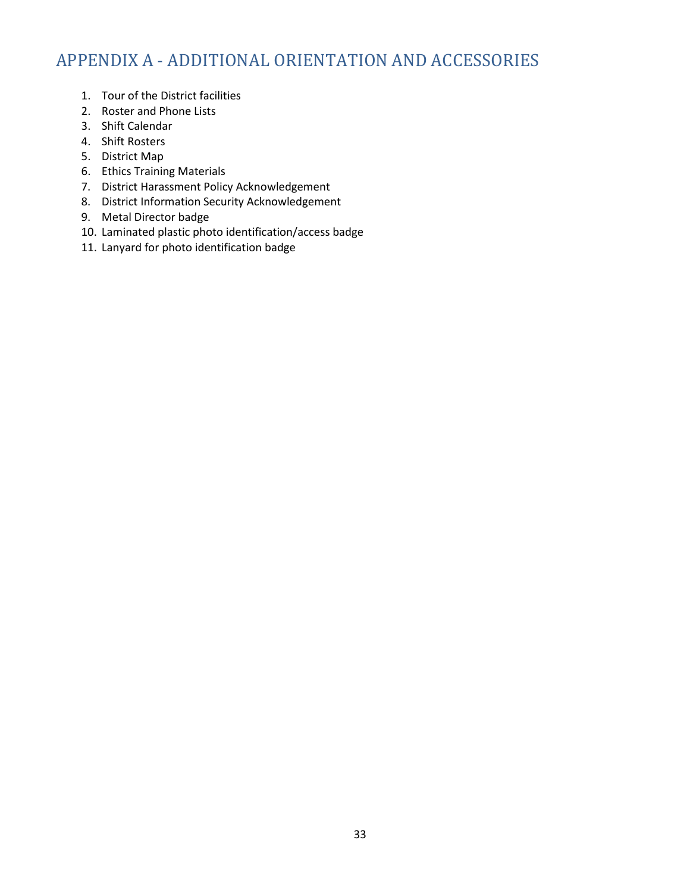# APPENDIX A - ADDITIONAL ORIENTATION AND ACCESSORIES

1. Tour of the District facilities
2. Roster and Phone Lists
3. Shift Calendar
4. Shift Rosters
5. District Map
6. Ethics Training Materials
7. District Harassment Policy Acknowledgement
8. District Information Security Acknowledgement
9. Metal Director badge
10. Laminated plastic photo identification/access badge
11. Lanyard for photo identification badge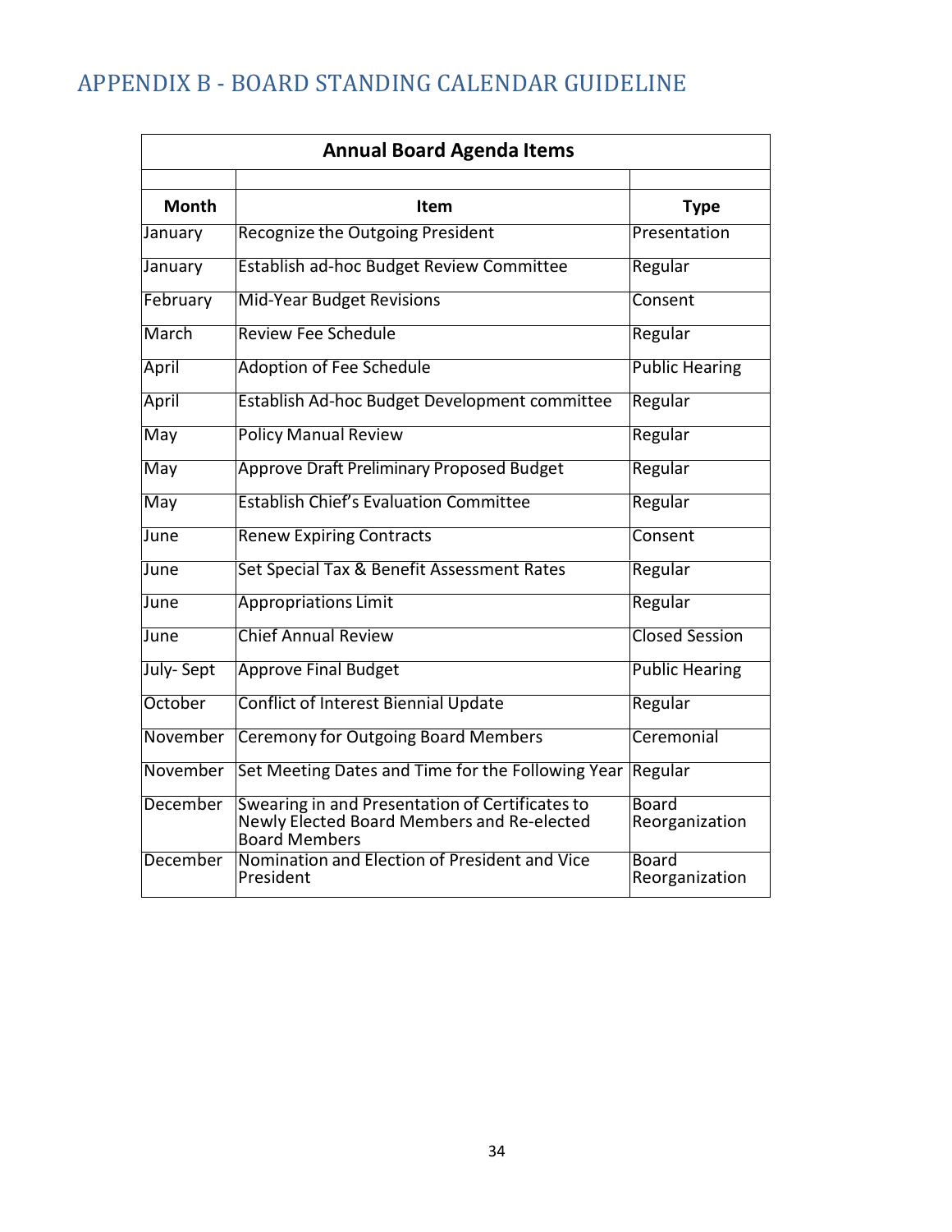# APPENDIX B - BOARD STANDING CALENDAR GUIDELINE

| Annual Board Agenda Items | | |
|---|---|---|
| **Month** | **Item** | **Type** |
| January | Recognize the Outgoing President | Presentation |
| January | Establish ad-hoc Budget Review Committee | Regular |
| February | Mid-Year Budget Revisions | Consent |
| March | Review Fee Schedule | Regular |
| April | Adoption of Fee Schedule | Public Hearing |
| April | Establish Ad-hoc Budget Development committee | Regular |
| May | Policy Manual Review | Regular |
| May | Approve Draft Preliminary Proposed Budget | Regular |
| May | Establish Chief's Evaluation Committee | Regular |
| June | Renew Expiring Contracts | Consent |
| June | Set Special Tax & Benefit Assessment Rates | Regular |
| June | Appropriations Limit | Regular |
| June | Chief Annual Review | Closed Session |
| July- Sept | Approve Final Budget | Public Hearing |
| October | Conflict of Interest Biennial Update | Regular |
| November | Ceremony for Outgoing Board Members | Ceremonial |
| November | Set Meeting Dates and Time for the Following Year | Regular |
| December | Swearing in and Presentation of Certificates to Newly Elected Board Members and Re-elected Board Members | Board Reorganization |
| December | Nomination and Election of President and Vice President | Board Reorganization |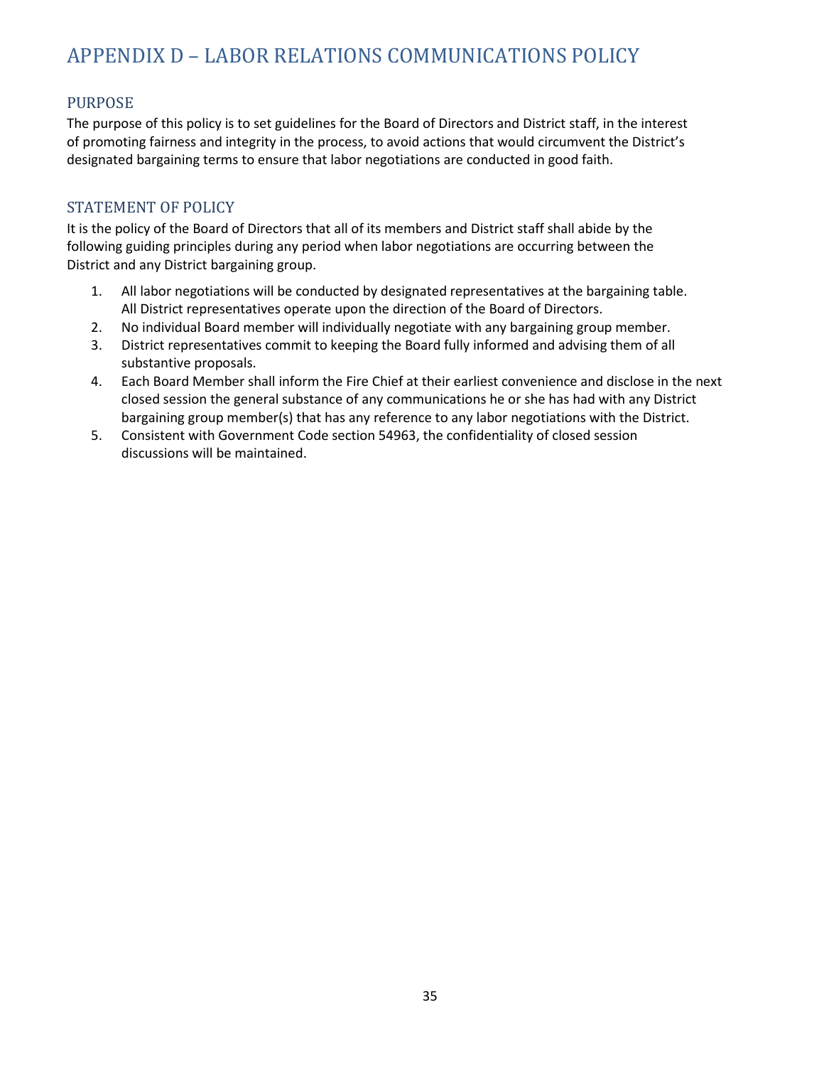# APPENDIX D – LABOR RELATIONS COMMUNICATIONS POLICY

## PURPOSE

The purpose of this policy is to set guidelines for the Board of Directors and District staff, in the interest of promoting fairness and integrity in the process, to avoid actions that would circumvent the District's designated bargaining terms to ensure that labor negotiations are conducted in good faith.

## STATEMENT OF POLICY

It is the policy of the Board of Directors that all of its members and District staff shall abide by the following guiding principles during any period when labor negotiations are occurring between the District and any District bargaining group.

1. All labor negotiations will be conducted by designated representatives at the bargaining table. All District representatives operate upon the direction of the Board of Directors.
2. No individual Board member will individually negotiate with any bargaining group member.
3. District representatives commit to keeping the Board fully informed and advising them of all substantive proposals.
4. Each Board Member shall inform the Fire Chief at their earliest convenience and disclose in the next closed session the general substance of any communications he or she has had with any District bargaining group member(s) that has any reference to any labor negotiations with the District.
5. Consistent with Government Code section 54963, the confidentiality of closed session discussions will be maintained.